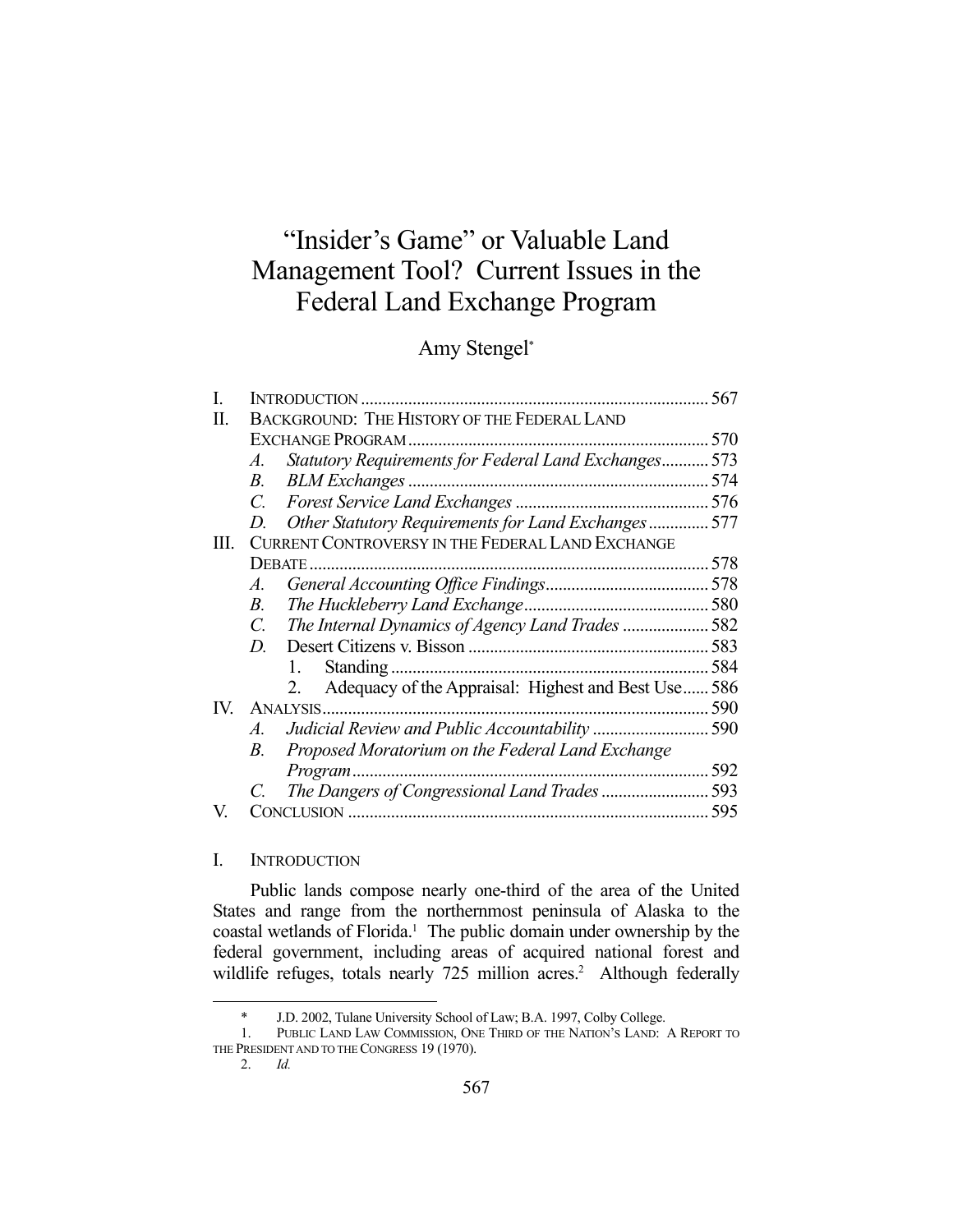# "Insider's Game" or Valuable Land Management Tool? Current Issues in the Federal Land Exchange Program

Amy Stengel*

| | | |
|---|---|---|
| I. | INTRODUCTION | 567 |
| II. | BACKGROUND: THE HISTORY OF THE FEDERAL LAND EXCHANGE PROGRAM | 570 |
| | *A. Statutory Requirements for Federal Land Exchanges* | 573 |
| | *B. BLM Exchanges* | 574 |
| | *C. Forest Service Land Exchanges* | 576 |
| | *D. Other Statutory Requirements for Land Exchanges* | 577 |
| III. | CURRENT CONTROVERSY IN THE FEDERAL LAND EXCHANGE DEBATE | 578 |
| | *A. General Accounting Office Findings* | 578 |
| | *B. The Huckleberry Land Exchange* | 580 |
| | *C. The Internal Dynamics of Agency Land Trades* | 582 |
| | *D.* Desert Citizens v. Bisson | 583 |
| | 1. Standing | 584 |
| | 2. Adequacy of the Appraisal: Highest and Best Use | 586 |
| IV. | ANALYSIS | 590 |
| | *A. Judicial Review and Public Accountability* | 590 |
| | *B. Proposed Moratorium on the Federal Land Exchange Program* | 592 |
| | *C. The Dangers of Congressional Land Trades* | 593 |
| V. | CONCLUSION | 595 |

## I. INTRODUCTION

Public lands compose nearly one-third of the area of the United States and range from the northernmost peninsula of Alaska to the coastal wetlands of Florida.[1] The public domain under ownership by the federal government, including areas of acquired national forest and wildlife refuges, totals nearly 725 million acres.[2] Although federally

---

\* J.D. 2002, Tulane University School of Law; B.A. 1997, Colby College.

1. PUBLIC LAND LAW COMMISSION, ONE THIRD OF THE NATION'S LAND: A REPORT TO THE PRESIDENT AND TO THE CONGRESS 19 (1970).

2. *Id.*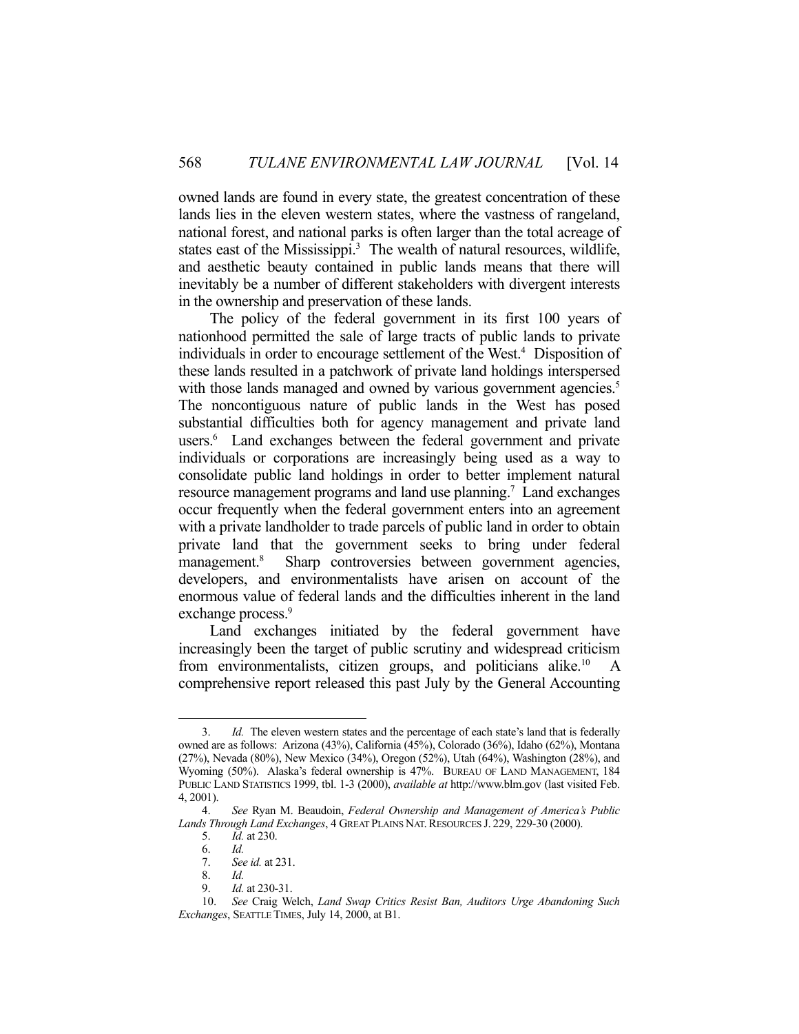owned lands are found in every state, the greatest concentration of these lands lies in the eleven western states, where the vastness of rangeland, national forest, and national parks is often larger than the total acreage of states east of the Mississippi.[3] The wealth of natural resources, wildlife, and aesthetic beauty contained in public lands means that there will inevitably be a number of different stakeholders with divergent interests in the ownership and preservation of these lands.

The policy of the federal government in its first 100 years of nationhood permitted the sale of large tracts of public lands to private individuals in order to encourage settlement of the West.[4] Disposition of these lands resulted in a patchwork of private land holdings interspersed with those lands managed and owned by various government agencies.[5] The noncontiguous nature of public lands in the West has posed substantial difficulties both for agency management and private land users.[6] Land exchanges between the federal government and private individuals or corporations are increasingly being used as a way to consolidate public land holdings in order to better implement natural resource management programs and land use planning.[7] Land exchanges occur frequently when the federal government enters into an agreement with a private landholder to trade parcels of public land in order to obtain private land that the government seeks to bring under federal management.[8] Sharp controversies between government agencies, developers, and environmentalists have arisen on account of the enormous value of federal lands and the difficulties inherent in the land exchange process.[9]

Land exchanges initiated by the federal government have increasingly been the target of public scrutiny and widespread criticism from environmentalists, citizen groups, and politicians alike.[10] A comprehensive report released this past July by the General Accounting

---

3. *Id.* The eleven western states and the percentage of each state's land that is federally owned are as follows: Arizona (43%), California (45%), Colorado (36%), Idaho (62%), Montana (27%), Nevada (80%), New Mexico (34%), Oregon (52%), Utah (64%), Washington (28%), and Wyoming (50%). Alaska's federal ownership is 47%. BUREAU OF LAND MANAGEMENT, 184 PUBLIC LAND STATISTICS 1999, tbl. 1-3 (2000), *available at* http://www.blm.gov (last visited Feb. 4, 2001).

4. *See* Ryan M. Beaudoin, *Federal Ownership and Management of America's Public Lands Through Land Exchanges*, 4 GREAT PLAINS NAT. RESOURCES J. 229, 229-30 (2000).

5. *Id.* at 230.

6. *Id.*

7. *See id.* at 231.

8. *Id.*

9. *Id.* at 230-31.

10. *See* Craig Welch, *Land Swap Critics Resist Ban, Auditors Urge Abandoning Such Exchanges*, SEATTLE TIMES, July 14, 2000, at B1.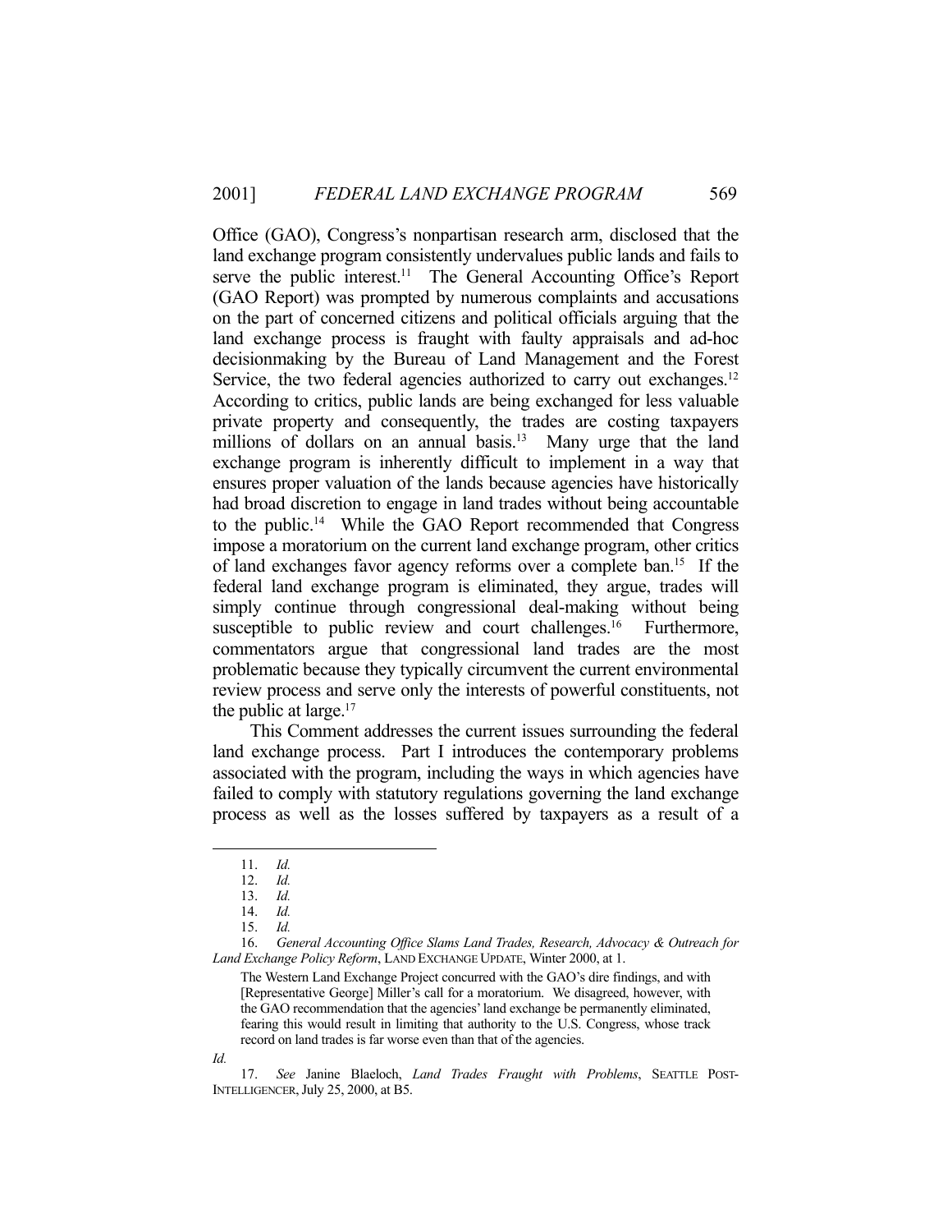Office (GAO), Congress's nonpartisan research arm, disclosed that the land exchange program consistently undervalues public lands and fails to serve the public interest.[11] The General Accounting Office's Report (GAO Report) was prompted by numerous complaints and accusations on the part of concerned citizens and political officials arguing that the land exchange process is fraught with faulty appraisals and ad-hoc decisionmaking by the Bureau of Land Management and the Forest Service, the two federal agencies authorized to carry out exchanges.[12] According to critics, public lands are being exchanged for less valuable private property and consequently, the trades are costing taxpayers millions of dollars on an annual basis.[13] Many urge that the land exchange program is inherently difficult to implement in a way that ensures proper valuation of the lands because agencies have historically had broad discretion to engage in land trades without being accountable to the public.[14] While the GAO Report recommended that Congress impose a moratorium on the current land exchange program, other critics of land exchanges favor agency reforms over a complete ban.[15] If the federal land exchange program is eliminated, they argue, trades will simply continue through congressional deal-making without being susceptible to public review and court challenges.[16] Furthermore, commentators argue that congressional land trades are the most problematic because they typically circumvent the current environmental review process and serve only the interests of powerful constituents, not the public at large.[17]

This Comment addresses the current issues surrounding the federal land exchange process. Part I introduces the contemporary problems associated with the program, including the ways in which agencies have failed to comply with statutory regulations governing the land exchange process as well as the losses suffered by taxpayers as a result of a

---

11. *Id.*

12. *Id.*

13. *Id.*

14. *Id.*

15. *Id.*

16. *General Accounting Office Slams Land Trades, Research, Advocacy & Outreach for Land Exchange Policy Reform*, LAND EXCHANGE UPDATE, Winter 2000, at 1.

> The Western Land Exchange Project concurred with the GAO's dire findings, and with [Representative George] Miller's call for a moratorium. We disagreed, however, with the GAO recommendation that the agencies' land exchange be permanently eliminated, fearing this would result in limiting that authority to the U.S. Congress, whose track record on land trades is far worse even than that of the agencies.

*Id.*

17. *See* Janine Blaeloch, *Land Trades Fraught with Problems*, SEATTLE POST-INTELLIGENCER, July 25, 2000, at B5.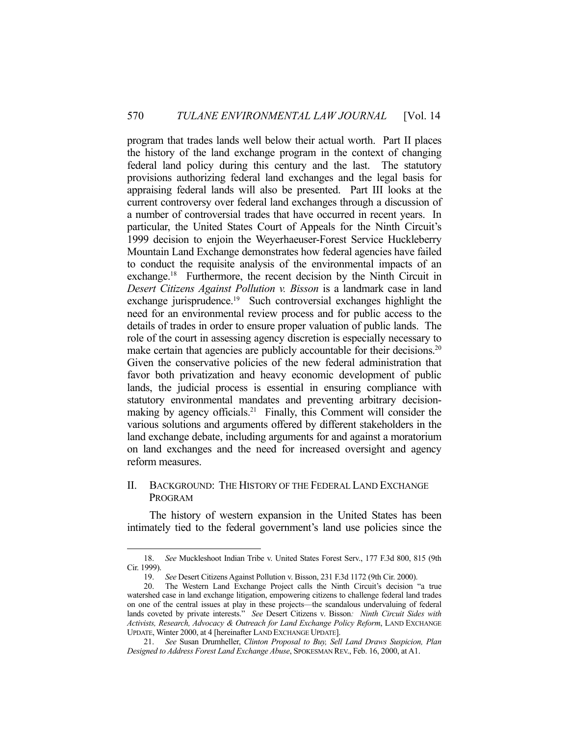program that trades lands well below their actual worth. Part II places the history of the land exchange program in the context of changing federal land policy during this century and the last. The statutory provisions authorizing federal land exchanges and the legal basis for appraising federal lands will also be presented. Part III looks at the current controversy over federal land exchanges through a discussion of a number of controversial trades that have occurred in recent years. In particular, the United States Court of Appeals for the Ninth Circuit's 1999 decision to enjoin the Weyerhaeuser-Forest Service Huckleberry Mountain Land Exchange demonstrates how federal agencies have failed to conduct the requisite analysis of the environmental impacts of an exchange.[18] Furthermore, the recent decision by the Ninth Circuit in *Desert Citizens Against Pollution v. Bisson* is a landmark case in land exchange jurisprudence.[19] Such controversial exchanges highlight the need for an environmental review process and for public access to the details of trades in order to ensure proper valuation of public lands. The role of the court in assessing agency discretion is especially necessary to make certain that agencies are publicly accountable for their decisions.[20] Given the conservative policies of the new federal administration that favor both privatization and heavy economic development of public lands, the judicial process is essential in ensuring compliance with statutory environmental mandates and preventing arbitrary decision-making by agency officials.[21] Finally, this Comment will consider the various solutions and arguments offered by different stakeholders in the land exchange debate, including arguments for and against a moratorium on land exchanges and the need for increased oversight and agency reform measures.

## II. BACKGROUND: THE HISTORY OF THE FEDERAL LAND EXCHANGE PROGRAM

The history of western expansion in the United States has been intimately tied to the federal government's land use policies since the

---

18. *See* Muckleshoot Indian Tribe v. United States Forest Serv., 177 F.3d 800, 815 (9th Cir. 1999).

19. *See* Desert Citizens Against Pollution v. Bisson, 231 F.3d 1172 (9th Cir. 2000).

20. The Western Land Exchange Project calls the Ninth Circuit's decision "a true watershed case in land exchange litigation, empowering citizens to challenge federal land trades on one of the central issues at play in these projects—the scandalous undervaluing of federal lands coveted by private interests." *See* Desert Citizens v. Bisson*: Ninth Circuit Sides with Activists, Research, Advocacy & Outreach for Land Exchange Policy Reform*, LAND EXCHANGE UPDATE, Winter 2000, at 4 [hereinafter LAND EXCHANGE UPDATE].

21. *See* Susan Drumheller, *Clinton Proposal to Buy, Sell Land Draws Suspicion, Plan Designed to Address Forest Land Exchange Abuse*, SPOKESMAN REV., Feb. 16, 2000, at A1.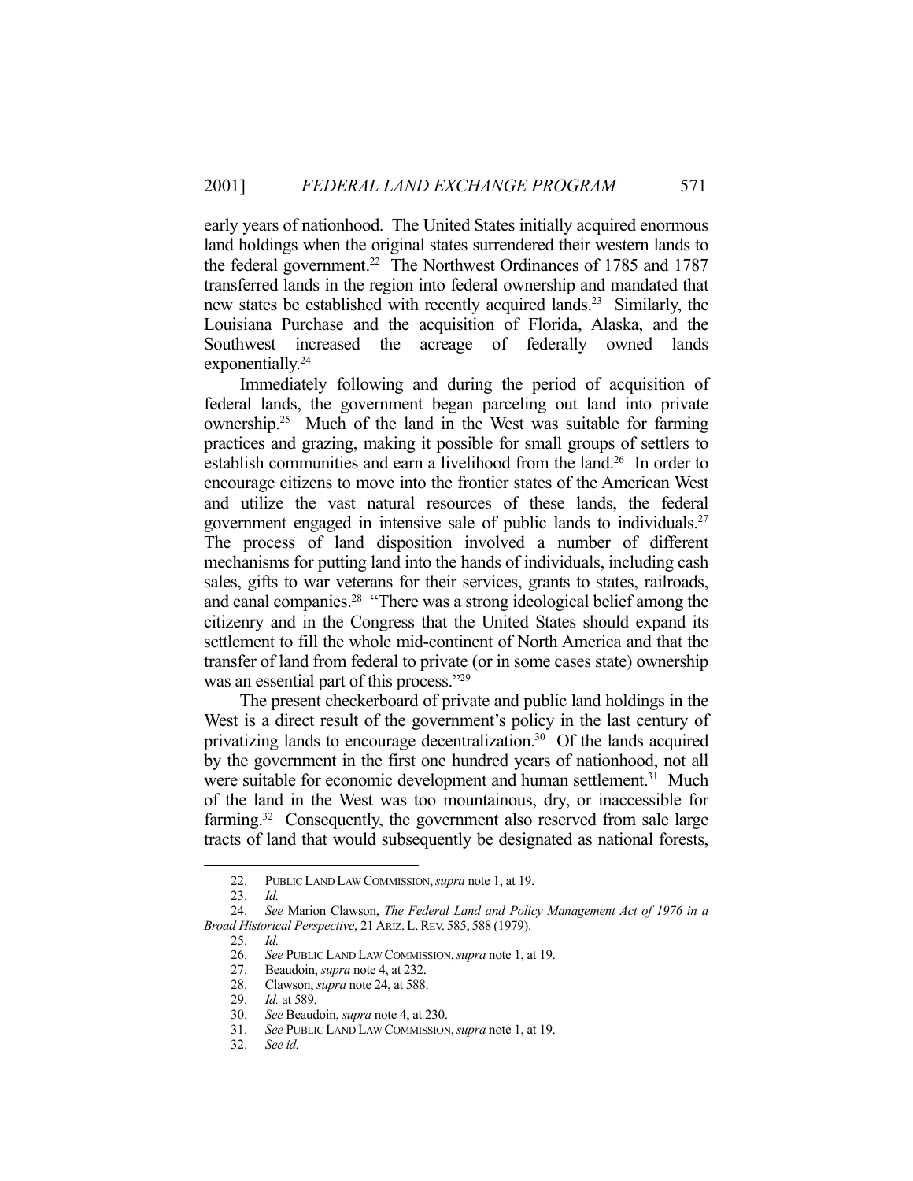early years of nationhood. The United States initially acquired enormous land holdings when the original states surrendered their western lands to the federal government.[22] The Northwest Ordinances of 1785 and 1787 transferred lands in the region into federal ownership and mandated that new states be established with recently acquired lands.[23] Similarly, the Louisiana Purchase and the acquisition of Florida, Alaska, and the Southwest increased the acreage of federally owned lands exponentially.[24]

Immediately following and during the period of acquisition of federal lands, the government began parceling out land into private ownership.[25] Much of the land in the West was suitable for farming practices and grazing, making it possible for small groups of settlers to establish communities and earn a livelihood from the land.[26] In order to encourage citizens to move into the frontier states of the American West and utilize the vast natural resources of these lands, the federal government engaged in intensive sale of public lands to individuals.[27] The process of land disposition involved a number of different mechanisms for putting land into the hands of individuals, including cash sales, gifts to war veterans for their services, grants to states, railroads, and canal companies.[28] "There was a strong ideological belief among the citizenry and in the Congress that the United States should expand its settlement to fill the whole mid-continent of North America and that the transfer of land from federal to private (or in some cases state) ownership was an essential part of this process."[29]

The present checkerboard of private and public land holdings in the West is a direct result of the government's policy in the last century of privatizing lands to encourage decentralization.[30] Of the lands acquired by the government in the first one hundred years of nationhood, not all were suitable for economic development and human settlement.[31] Much of the land in the West was too mountainous, dry, or inaccessible for farming.[32] Consequently, the government also reserved from sale large tracts of land that would subsequently be designated as national forests,

22. PUBLIC LAND LAW COMMISSION, *supra* note 1, at 19.

23. *Id.*

24. *See* Marion Clawson, *The Federal Land and Policy Management Act of 1976 in a Broad Historical Perspective*, 21 ARIZ. L. REV. 585, 588 (1979).

25. *Id.*

26. *See* PUBLIC LAND LAW COMMISSION, *supra* note 1, at 19.

27. Beaudoin, *supra* note 4, at 232.

28. Clawson, *supra* note 24, at 588.

29. *Id.* at 589.

30. *See* Beaudoin, *supra* note 4, at 230.

31. *See* PUBLIC LAND LAW COMMISSION, *supra* note 1, at 19.

32. *See id.*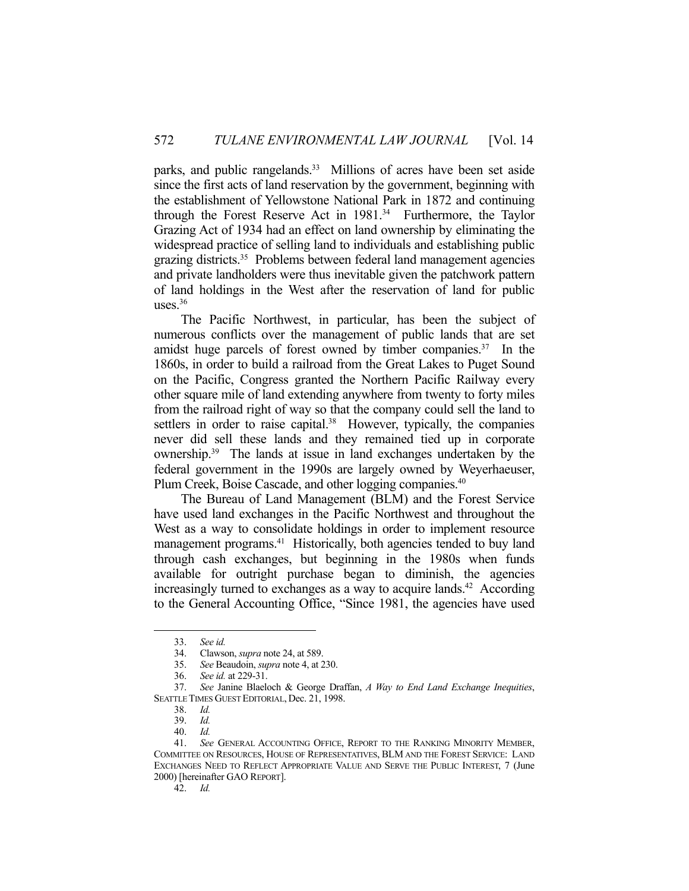parks, and public rangelands.[33] Millions of acres have been set aside since the first acts of land reservation by the government, beginning with the establishment of Yellowstone National Park in 1872 and continuing through the Forest Reserve Act in 1981.[34] Furthermore, the Taylor Grazing Act of 1934 had an effect on land ownership by eliminating the widespread practice of selling land to individuals and establishing public grazing districts.[35] Problems between federal land management agencies and private landholders were thus inevitable given the patchwork pattern of land holdings in the West after the reservation of land for public uses.[36]

The Pacific Northwest, in particular, has been the subject of numerous conflicts over the management of public lands that are set amidst huge parcels of forest owned by timber companies.[37] In the 1860s, in order to build a railroad from the Great Lakes to Puget Sound on the Pacific, Congress granted the Northern Pacific Railway every other square mile of land extending anywhere from twenty to forty miles from the railroad right of way so that the company could sell the land to settlers in order to raise capital.[38] However, typically, the companies never did sell these lands and they remained tied up in corporate ownership.[39] The lands at issue in land exchanges undertaken by the federal government in the 1990s are largely owned by Weyerhaeuser, Plum Creek, Boise Cascade, and other logging companies.[40]

The Bureau of Land Management (BLM) and the Forest Service have used land exchanges in the Pacific Northwest and throughout the West as a way to consolidate holdings in order to implement resource management programs.[41] Historically, both agencies tended to buy land through cash exchanges, but beginning in the 1980s when funds available for outright purchase began to diminish, the agencies increasingly turned to exchanges as a way to acquire lands.[42] According to the General Accounting Office, "Since 1981, the agencies have used

---

33. *See id.*
34. Clawson, *supra* note 24, at 589.
35. *See* Beaudoin, *supra* note 4, at 230.
36. *See id.* at 229-31.
37. *See* Janine Blaeloch & George Draffan, *A Way to End Land Exchange Inequities*, SEATTLE TIMES GUEST EDITORIAL, Dec. 21, 1998.
38. *Id.*
39. *Id.*
40. *Id.*
41. *See* GENERAL ACCOUNTING OFFICE, REPORT TO THE RANKING MINORITY MEMBER, COMMITTEE ON RESOURCES, HOUSE OF REPRESENTATIVES, BLM AND THE FOREST SERVICE: LAND EXCHANGES NEED TO REFLECT APPROPRIATE VALUE AND SERVE THE PUBLIC INTEREST, 7 (June 2000) [hereinafter GAO REPORT].
42. *Id.*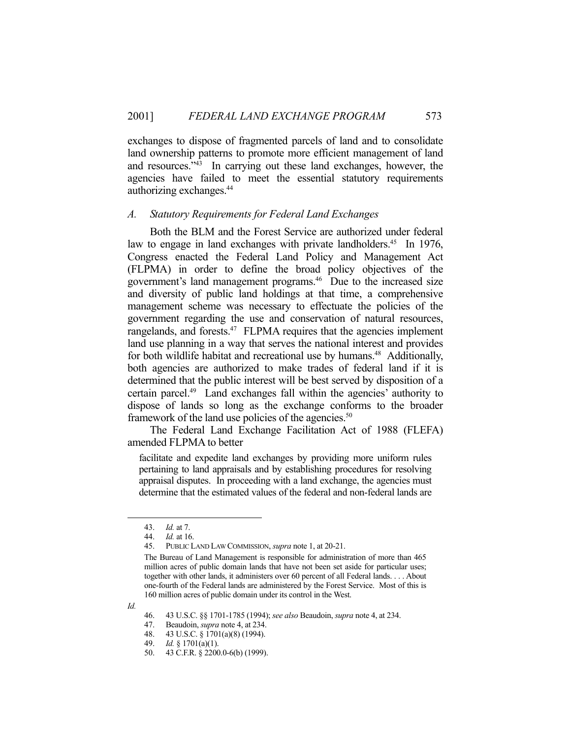exchanges to dispose of fragmented parcels of land and to consolidate land ownership patterns to promote more efficient management of land and resources."[43] In carrying out these land exchanges, however, the agencies have failed to meet the essential statutory requirements authorizing exchanges.[44]

### *A. Statutory Requirements for Federal Land Exchanges*

Both the BLM and the Forest Service are authorized under federal law to engage in land exchanges with private landholders.[45] In 1976, Congress enacted the Federal Land Policy and Management Act (FLPMA) in order to define the broad policy objectives of the government's land management programs.[46] Due to the increased size and diversity of public land holdings at that time, a comprehensive management scheme was necessary to effectuate the policies of the government regarding the use and conservation of natural resources, rangelands, and forests.[47] FLPMA requires that the agencies implement land use planning in a way that serves the national interest and provides for both wildlife habitat and recreational use by humans.[48] Additionally, both agencies are authorized to make trades of federal land if it is determined that the public interest will be best served by disposition of a certain parcel.[49] Land exchanges fall within the agencies' authority to dispose of lands so long as the exchange conforms to the broader framework of the land use policies of the agencies.[50]

The Federal Land Exchange Facilitation Act of 1988 (FLEFA) amended FLPMA to better

> facilitate and expedite land exchanges by providing more uniform rules pertaining to land appraisals and by establishing procedures for resolving appraisal disputes. In proceeding with a land exchange, the agencies must determine that the estimated values of the federal and non-federal lands are

---

43. *Id.* at 7.

44. *Id.* at 16.

45. PUBLIC LAND LAW COMMISSION, *supra* note 1, at 20-21.

> The Bureau of Land Management is responsible for administration of more than 465 million acres of public domain lands that have not been set aside for particular uses; together with other lands, it administers over 60 percent of all Federal lands. . . . About one-fourth of the Federal lands are administered by the Forest Service. Most of this is 160 million acres of public domain under its control in the West.

*Id.*

46. 43 U.S.C. §§ 1701-1785 (1994); *see also* Beaudoin, *supra* note 4, at 234.

47. Beaudoin, *supra* note 4, at 234.

48. 43 U.S.C. § 1701(a)(8) (1994).

49. *Id.* § 1701(a)(1).

50. 43 C.F.R. § 2200.0-6(b) (1999).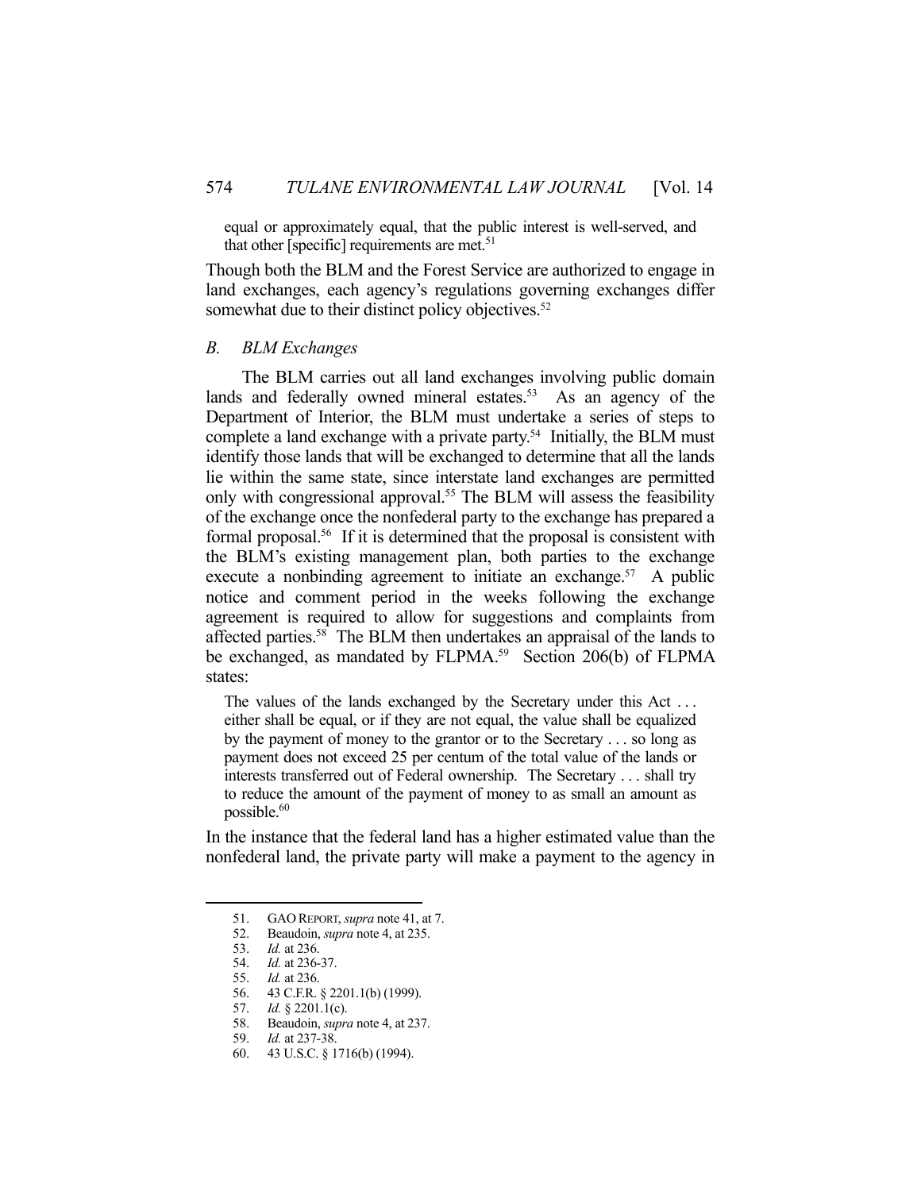equal or approximately equal, that the public interest is well-served, and that other [specific] requirements are met.[51]

Though both the BLM and the Forest Service are authorized to engage in land exchanges, each agency's regulations governing exchanges differ somewhat due to their distinct policy objectives.[52]

### *B. BLM Exchanges*

The BLM carries out all land exchanges involving public domain lands and federally owned mineral estates.[53] As an agency of the Department of Interior, the BLM must undertake a series of steps to complete a land exchange with a private party.[54] Initially, the BLM must identify those lands that will be exchanged to determine that all the lands lie within the same state, since interstate land exchanges are permitted only with congressional approval.[55] The BLM will assess the feasibility of the exchange once the nonfederal party to the exchange has prepared a formal proposal.[56] If it is determined that the proposal is consistent with the BLM's existing management plan, both parties to the exchange execute a nonbinding agreement to initiate an exchange.[57] A public notice and comment period in the weeks following the exchange agreement is required to allow for suggestions and complaints from affected parties.[58] The BLM then undertakes an appraisal of the lands to be exchanged, as mandated by FLPMA.[59] Section 206(b) of FLPMA states:

> The values of the lands exchanged by the Secretary under this Act . . . either shall be equal, or if they are not equal, the value shall be equalized by the payment of money to the grantor or to the Secretary . . . so long as payment does not exceed 25 per centum of the total value of the lands or interests transferred out of Federal ownership. The Secretary . . . shall try to reduce the amount of the payment of money to as small an amount as possible.[60]

In the instance that the federal land has a higher estimated value than the nonfederal land, the private party will make a payment to the agency in

---

51. GAO REPORT, *supra* note 41, at 7.
52. Beaudoin, *supra* note 4, at 235.
53. *Id.* at 236.
54. *Id.* at 236-37.
55. *Id.* at 236.
56. 43 C.F.R. § 2201.1(b) (1999).
57. *Id.* § 2201.1(c).
58. Beaudoin, *supra* note 4, at 237.
59. *Id.* at 237-38.
60. 43 U.S.C. § 1716(b) (1994).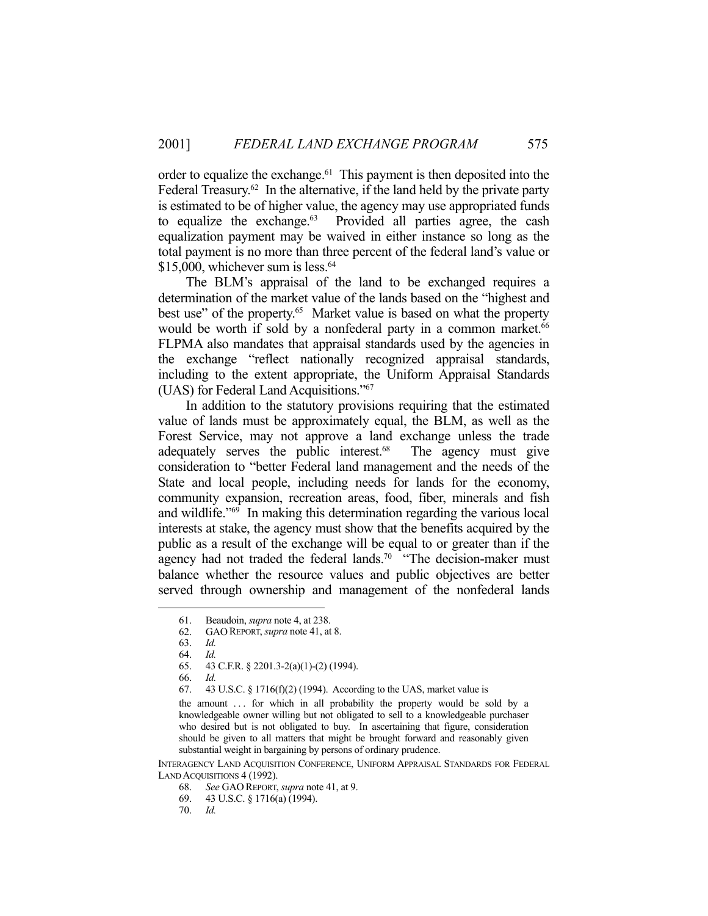order to equalize the exchange.[61] This payment is then deposited into the Federal Treasury.[62] In the alternative, if the land held by the private party is estimated to be of higher value, the agency may use appropriated funds to equalize the exchange.[63] Provided all parties agree, the cash equalization payment may be waived in either instance so long as the total payment is no more than three percent of the federal land's value or $15,000, whichever sum is less.[64]

The BLM's appraisal of the land to be exchanged requires a determination of the market value of the lands based on the "highest and best use" of the property.[65] Market value is based on what the property would be worth if sold by a nonfederal party in a common market.[66] FLPMA also mandates that appraisal standards used by the agencies in the exchange "reflect nationally recognized appraisal standards, including to the extent appropriate, the Uniform Appraisal Standards (UAS) for Federal Land Acquisitions."[67]

In addition to the statutory provisions requiring that the estimated value of lands must be approximately equal, the BLM, as well as the Forest Service, may not approve a land exchange unless the trade adequately serves the public interest.[68] The agency must give consideration to "better Federal land management and the needs of the State and local people, including needs for lands for the economy, community expansion, recreation areas, food, fiber, minerals and fish and wildlife."[69] In making this determination regarding the various local interests at stake, the agency must show that the benefits acquired by the public as a result of the exchange will be equal to or greater than if the agency had not traded the federal lands.[70] "The decision-maker must balance whether the resource values and public objectives are better served through ownership and management of the nonfederal lands

---

61. Beaudoin, *supra* note 4, at 238.

62. GAO REPORT, *supra* note 41, at 8.

63. *Id.*

64. *Id.*

65. 43 C.F.R. § 2201.3-2(a)(1)-(2) (1994).

66. *Id.*

67. 43 U.S.C. § 1716(f)(2) (1994). According to the UAS, market value is

> the amount . . . for which in all probability the property would be sold by a knowledgeable owner willing but not obligated to sell to a knowledgeable purchaser who desired but is not obligated to buy. In ascertaining that figure, consideration should be given to all matters that might be brought forward and reasonably given substantial weight in bargaining by persons of ordinary prudence.

INTERAGENCY LAND ACQUISITION CONFERENCE, UNIFORM APPRAISAL STANDARDS FOR FEDERAL LAND ACQUISITIONS 4 (1992).

68. *See* GAO REPORT, *supra* note 41, at 9.

69. 43 U.S.C. § 1716(a) (1994).

70. *Id.*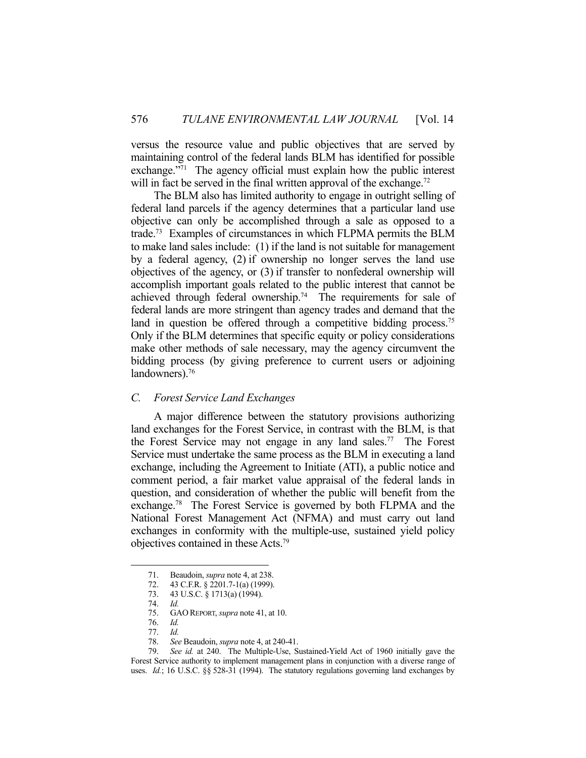versus the resource value and public objectives that are served by maintaining control of the federal lands BLM has identified for possible exchange."[71] The agency official must explain how the public interest will in fact be served in the final written approval of the exchange.[72]

The BLM also has limited authority to engage in outright selling of federal land parcels if the agency determines that a particular land use objective can only be accomplished through a sale as opposed to a trade.[73] Examples of circumstances in which FLPMA permits the BLM to make land sales include: (1) if the land is not suitable for management by a federal agency, (2) if ownership no longer serves the land use objectives of the agency, or (3) if transfer to nonfederal ownership will accomplish important goals related to the public interest that cannot be achieved through federal ownership.[74] The requirements for sale of federal lands are more stringent than agency trades and demand that the land in question be offered through a competitive bidding process.[75] Only if the BLM determines that specific equity or policy considerations make other methods of sale necessary, may the agency circumvent the bidding process (by giving preference to current users or adjoining landowners).[76]

### C. *Forest Service Land Exchanges*

A major difference between the statutory provisions authorizing land exchanges for the Forest Service, in contrast with the BLM, is that the Forest Service may not engage in any land sales.[77] The Forest Service must undertake the same process as the BLM in executing a land exchange, including the Agreement to Initiate (ATI), a public notice and comment period, a fair market value appraisal of the federal lands in question, and consideration of whether the public will benefit from the exchange.[78] The Forest Service is governed by both FLPMA and the National Forest Management Act (NFMA) and must carry out land exchanges in conformity with the multiple-use, sustained yield policy objectives contained in these Acts.[79]

---

71. Beaudoin, *supra* note 4, at 238.

72. 43 C.F.R. § 2201.7-1(a) (1999).

73. 43 U.S.C. § 1713(a) (1994).

74. *Id.*

75. GAO REPORT, *supra* note 41, at 10.

76. *Id.*

77. *Id.*

78. *See* Beaudoin, *supra* note 4, at 240-41.

79. *See id.* at 240. The Multiple-Use, Sustained-Yield Act of 1960 initially gave the Forest Service authority to implement management plans in conjunction with a diverse range of uses. *Id.*; 16 U.S.C. §§ 528-31 (1994). The statutory regulations governing land exchanges by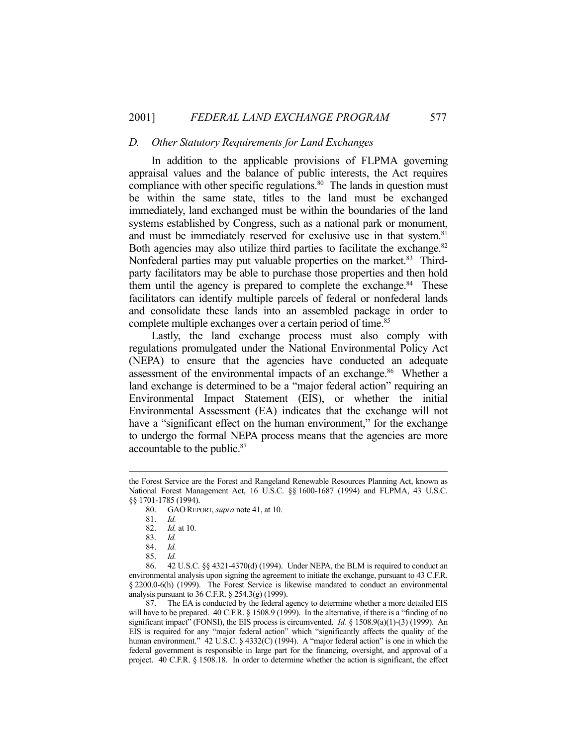### D. Other Statutory Requirements for Land Exchanges

In addition to the applicable provisions of FLPMA governing appraisal values and the balance of public interests, the Act requires compliance with other specific regulations.[80] The lands in question must be within the same state, titles to the land must be exchanged immediately, land exchanged must be within the boundaries of the land systems established by Congress, such as a national park or monument, and must be immediately reserved for exclusive use in that system.[81] Both agencies may also utilize third parties to facilitate the exchange.[82] Nonfederal parties may put valuable properties on the market.[83] Third-party facilitators may be able to purchase those properties and then hold them until the agency is prepared to complete the exchange.[84] These facilitators can identify multiple parcels of federal or nonfederal lands and consolidate these lands into an assembled package in order to complete multiple exchanges over a certain period of time.[85]

Lastly, the land exchange process must also comply with regulations promulgated under the National Environmental Policy Act (NEPA) to ensure that the agencies have conducted an adequate assessment of the environmental impacts of an exchange.[86] Whether a land exchange is determined to be a "major federal action" requiring an Environmental Impact Statement (EIS), or whether the initial Environmental Assessment (EA) indicates that the exchange will not have a "significant effect on the human environment," for the exchange to undergo the formal NEPA process means that the agencies are more accountable to the public.[87]

---

the Forest Service are the Forest and Rangeland Renewable Resources Planning Act, known as National Forest Management Act, 16 U.S.C. §§ 1600-1687 (1994) and FLPMA, 43 U.S.C. §§ 1701-1785 (1994).

80. GAO REPORT, *supra* note 41, at 10.

81. *Id.*

82. *Id.* at 10.

83. *Id.*

84. *Id.*

85. *Id.*

86. 42 U.S.C. §§ 4321-4370(d) (1994). Under NEPA, the BLM is required to conduct an environmental analysis upon signing the agreement to initiate the exchange, pursuant to 43 C.F.R. § 2200.0-6(h) (1999). The Forest Service is likewise mandated to conduct an environmental analysis pursuant to 36 C.F.R. § 254.3(g) (1999).

87. The EA is conducted by the federal agency to determine whether a more detailed EIS will have to be prepared. 40 C.F.R. § 1508.9 (1999). In the alternative, if there is a "finding of no significant impact" (FONSI), the EIS process is circumvented. *Id.* § 1508.9(a)(1)-(3) (1999). An EIS is required for any "major federal action" which "significantly affects the quality of the human environment." 42 U.S.C. § 4332(C) (1994). A "major federal action" is one in which the federal government is responsible in large part for the financing, oversight, and approval of a project. 40 C.F.R. § 1508.18. In order to determine whether the action is significant, the effect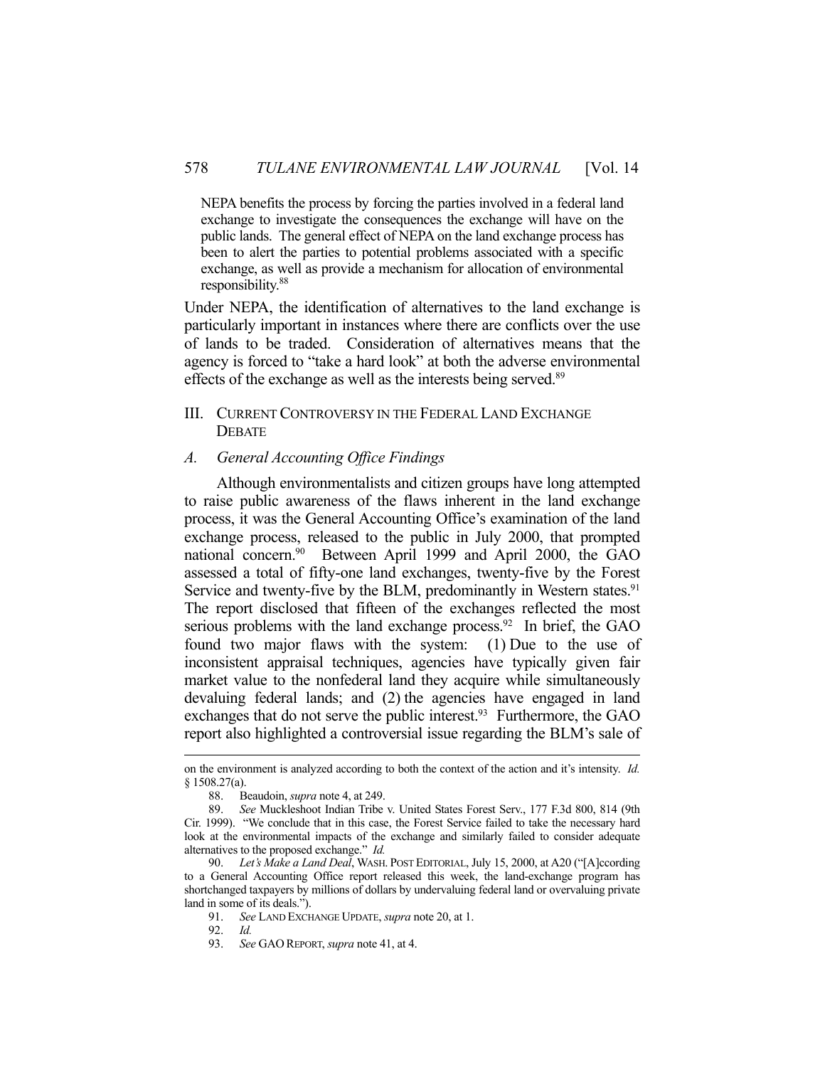> NEPA benefits the process by forcing the parties involved in a federal land exchange to investigate the consequences the exchange will have on the public lands. The general effect of NEPA on the land exchange process has been to alert the parties to potential problems associated with a specific exchange, as well as provide a mechanism for allocation of environmental responsibility.[88]

Under NEPA, the identification of alternatives to the land exchange is particularly important in instances where there are conflicts over the use of lands to be traded. Consideration of alternatives means that the agency is forced to "take a hard look" at both the adverse environmental effects of the exchange as well as the interests being served.[89]

## III. Current Controversy in the Federal Land Exchange Debate

### *A. General Accounting Office Findings*

Although environmentalists and citizen groups have long attempted to raise public awareness of the flaws inherent in the land exchange process, it was the General Accounting Office's examination of the land exchange process, released to the public in July 2000, that prompted national concern.[90] Between April 1999 and April 2000, the GAO assessed a total of fifty-one land exchanges, twenty-five by the Forest Service and twenty-five by the BLM, predominantly in Western states.[91] The report disclosed that fifteen of the exchanges reflected the most serious problems with the land exchange process.[92] In brief, the GAO found two major flaws with the system: (1) Due to the use of inconsistent appraisal techniques, agencies have typically given fair market value to the nonfederal land they acquire while simultaneously devaluing federal lands; and (2) the agencies have engaged in land exchanges that do not serve the public interest.[93] Furthermore, the GAO report also highlighted a controversial issue regarding the BLM's sale of

---

on the environment is analyzed according to both the context of the action and it's intensity. *Id.* § 1508.27(a).

88. Beaudoin, *supra* note 4, at 249.

89. *See* Muckleshoot Indian Tribe v. United States Forest Serv., 177 F.3d 800, 814 (9th Cir. 1999). "We conclude that in this case, the Forest Service failed to take the necessary hard look at the environmental impacts of the exchange and similarly failed to consider adequate alternatives to the proposed exchange." *Id.*

90. *Let's Make a Land Deal*, WASH. POST EDITORIAL, July 15, 2000, at A20 ("[A]ccording to a General Accounting Office report released this week, the land-exchange program has shortchanged taxpayers by millions of dollars by undervaluing federal land or overvaluing private land in some of its deals.").

91. *See* LAND EXCHANGE UPDATE, *supra* note 20, at 1.

92. *Id.*

93. *See* GAO REPORT, *supra* note 41, at 4.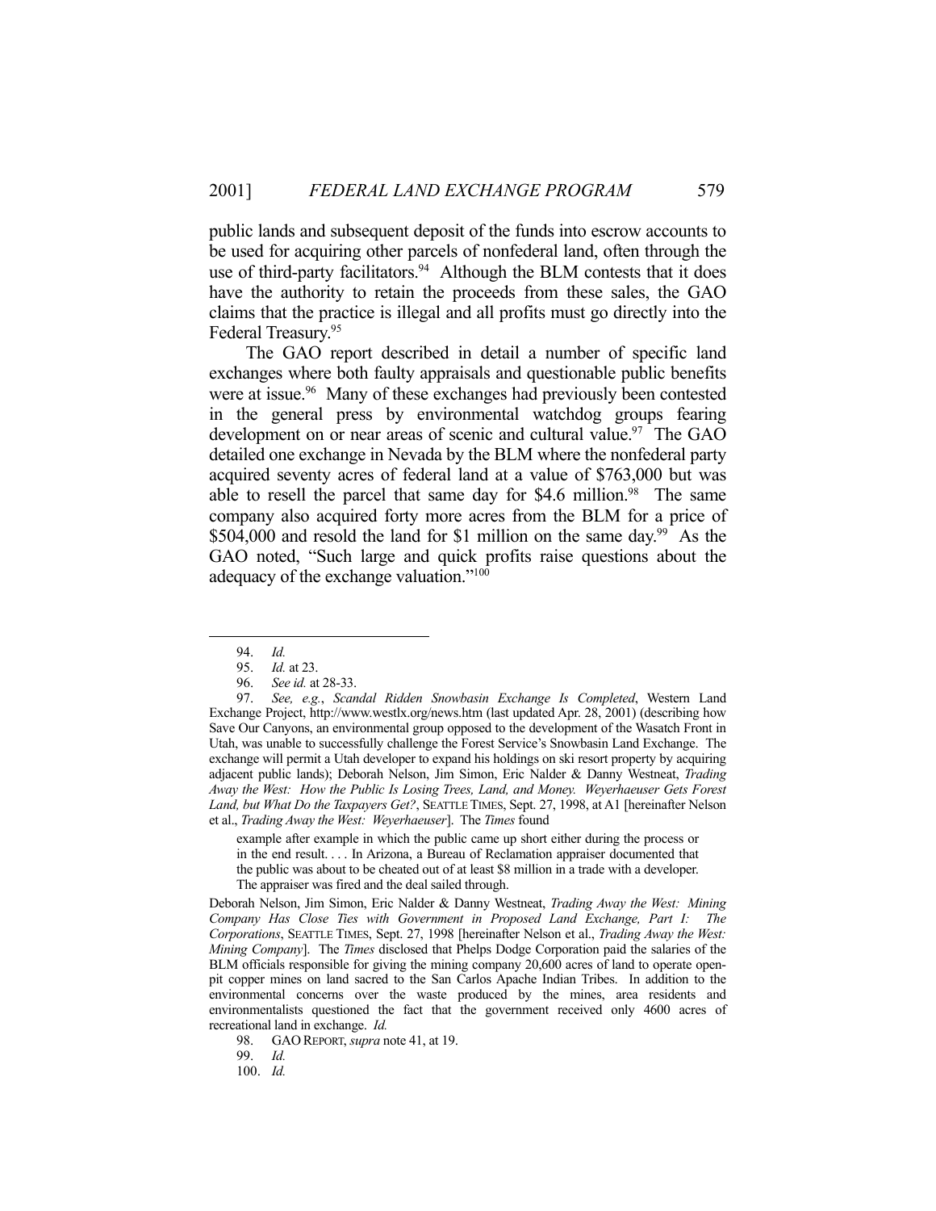public lands and subsequent deposit of the funds into escrow accounts to be used for acquiring other parcels of nonfederal land, often through the use of third-party facilitators.[94] Although the BLM contests that it does have the authority to retain the proceeds from these sales, the GAO claims that the practice is illegal and all profits must go directly into the Federal Treasury.[95]

The GAO report described in detail a number of specific land exchanges where both faulty appraisals and questionable public benefits were at issue.[96] Many of these exchanges had previously been contested in the general press by environmental watchdog groups fearing development on or near areas of scenic and cultural value.[97] The GAO detailed one exchange in Nevada by the BLM where the nonfederal party acquired seventy acres of federal land at a value of $763,000 but was able to resell the parcel that same day for $4.6 million.[98] The same company also acquired forty more acres from the BLM for a price of $504,000 and resold the land for $1 million on the same day.[99] As the GAO noted, "Such large and quick profits raise questions about the adequacy of the exchange valuation."[100]

---

94. *Id.*

95. *Id.* at 23.

96. *See id.* at 28-33.

97. *See, e.g.*, *Scandal Ridden Snowbasin Exchange Is Completed*, Western Land Exchange Project, http://www.westlx.org/news.htm (last updated Apr. 28, 2001) (describing how Save Our Canyons, an environmental group opposed to the development of the Wasatch Front in Utah, was unable to successfully challenge the Forest Service's Snowbasin Land Exchange. The exchange will permit a Utah developer to expand his holdings on ski resort property by acquiring adjacent public lands); Deborah Nelson, Jim Simon, Eric Nalder & Danny Westneat, *Trading Away the West: How the Public Is Losing Trees, Land, and Money. Weyerhaeuser Gets Forest Land, but What Do the Taxpayers Get?*, SEATTLE TIMES, Sept. 27, 1998, at A1 [hereinafter Nelson et al., *Trading Away the West: Weyerhaeuser*]. The *Times* found

> example after example in which the public came up short either during the process or in the end result. . . . In Arizona, a Bureau of Reclamation appraiser documented that the public was about to be cheated out of at least $8 million in a trade with a developer. The appraiser was fired and the deal sailed through.

Deborah Nelson, Jim Simon, Eric Nalder & Danny Westneat, *Trading Away the West: Mining Company Has Close Ties with Government in Proposed Land Exchange, Part I: The Corporations*, SEATTLE TIMES, Sept. 27, 1998 [hereinafter Nelson et al., *Trading Away the West: Mining Company*]. The *Times* disclosed that Phelps Dodge Corporation paid the salaries of the BLM officials responsible for giving the mining company 20,600 acres of land to operate open-pit copper mines on land sacred to the San Carlos Apache Indian Tribes. In addition to the environmental concerns over the waste produced by the mines, area residents and environmentalists questioned the fact that the government received only 4600 acres of recreational land in exchange. *Id.*

98. GAO REPORT, *supra* note 41, at 19.

99. *Id.*

100. *Id.*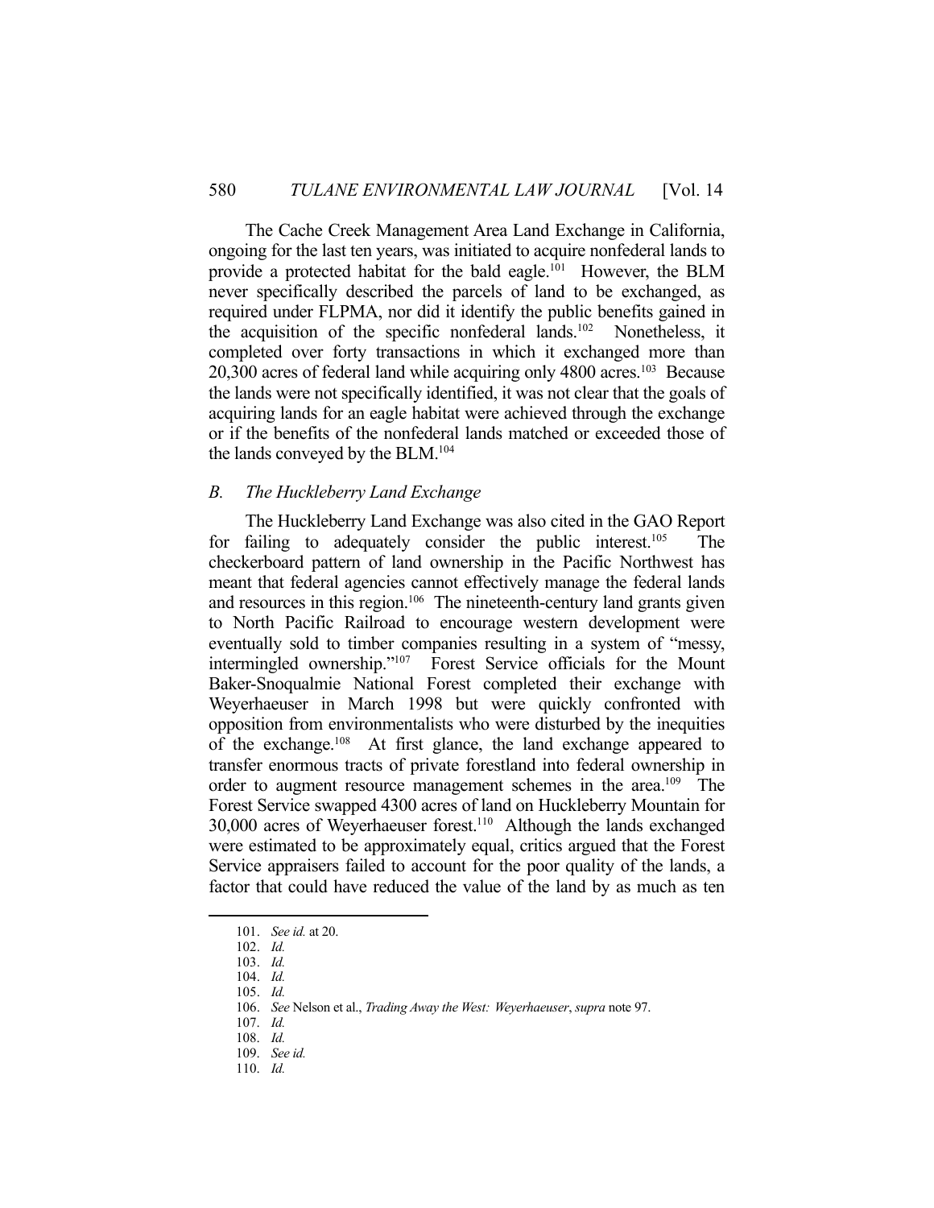The Cache Creek Management Area Land Exchange in California, ongoing for the last ten years, was initiated to acquire nonfederal lands to provide a protected habitat for the bald eagle.[101] However, the BLM never specifically described the parcels of land to be exchanged, as required under FLPMA, nor did it identify the public benefits gained in the acquisition of the specific nonfederal lands.[102] Nonetheless, it completed over forty transactions in which it exchanged more than 20,300 acres of federal land while acquiring only 4800 acres.[103] Because the lands were not specifically identified, it was not clear that the goals of acquiring lands for an eagle habitat were achieved through the exchange or if the benefits of the nonfederal lands matched or exceeded those of the lands conveyed by the BLM.[104]

### *B. The Huckleberry Land Exchange*

The Huckleberry Land Exchange was also cited in the GAO Report for failing to adequately consider the public interest.[105] The checkerboard pattern of land ownership in the Pacific Northwest has meant that federal agencies cannot effectively manage the federal lands and resources in this region.[106] The nineteenth-century land grants given to North Pacific Railroad to encourage western development were eventually sold to timber companies resulting in a system of "messy, intermingled ownership."[107] Forest Service officials for the Mount Baker-Snoqualmie National Forest completed their exchange with Weyerhaeuser in March 1998 but were quickly confronted with opposition from environmentalists who were disturbed by the inequities of the exchange.[108] At first glance, the land exchange appeared to transfer enormous tracts of private forestland into federal ownership in order to augment resource management schemes in the area.[109] The Forest Service swapped 4300 acres of land on Huckleberry Mountain for 30,000 acres of Weyerhaeuser forest.[110] Although the lands exchanged were estimated to be approximately equal, critics argued that the Forest Service appraisers failed to account for the poor quality of the lands, a factor that could have reduced the value of the land by as much as ten

---

101. *See id.* at 20.
102. *Id.*
103. *Id.*
104. *Id.*
105. *Id.*
106. *See* Nelson et al., *Trading Away the West: Weyerhaeuser*, *supra* note 97.
107. *Id.*
108. *Id.*
109. *See id.*
110. *Id.*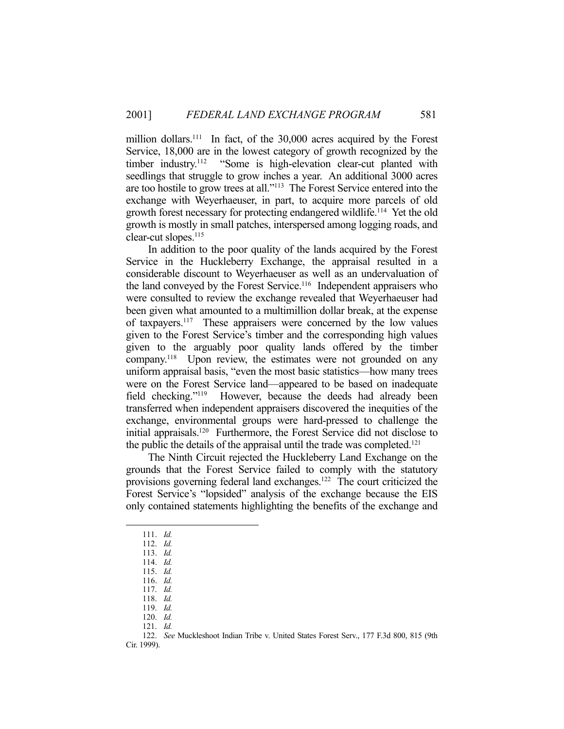million dollars.[111] In fact, of the 30,000 acres acquired by the Forest Service, 18,000 are in the lowest category of growth recognized by the timber industry.[112] "Some is high-elevation clear-cut planted with seedlings that struggle to grow inches a year. An additional 3000 acres are too hostile to grow trees at all."[113] The Forest Service entered into the exchange with Weyerhaeuser, in part, to acquire more parcels of old growth forest necessary for protecting endangered wildlife.[114] Yet the old growth is mostly in small patches, interspersed among logging roads, and clear-cut slopes.[115]

In addition to the poor quality of the lands acquired by the Forest Service in the Huckleberry Exchange, the appraisal resulted in a considerable discount to Weyerhaeuser as well as an undervaluation of the land conveyed by the Forest Service.[116] Independent appraisers who were consulted to review the exchange revealed that Weyerhaeuser had been given what amounted to a multimillion dollar break, at the expense of taxpayers.[117] These appraisers were concerned by the low values given to the Forest Service's timber and the corresponding high values given to the arguably poor quality lands offered by the timber company.[118] Upon review, the estimates were not grounded on any uniform appraisal basis, "even the most basic statistics—how many trees were on the Forest Service land—appeared to be based on inadequate field checking."[119] However, because the deeds had already been transferred when independent appraisers discovered the inequities of the exchange, environmental groups were hard-pressed to challenge the initial appraisals.[120] Furthermore, the Forest Service did not disclose to the public the details of the appraisal until the trade was completed.[121]

The Ninth Circuit rejected the Huckleberry Land Exchange on the grounds that the Forest Service failed to comply with the statutory provisions governing federal land exchanges.[122] The court criticized the Forest Service's "lopsided" analysis of the exchange because the EIS only contained statements highlighting the benefits of the exchange and

---

111. *Id.*
112. *Id.*
113. *Id.*
114. *Id.*
115. *Id.*
116. *Id.*
117. *Id.*
118. *Id.*
119. *Id.*
120. *Id.*
121. *Id.*
122. *See* Muckleshoot Indian Tribe v. United States Forest Serv., 177 F.3d 800, 815 (9th Cir. 1999).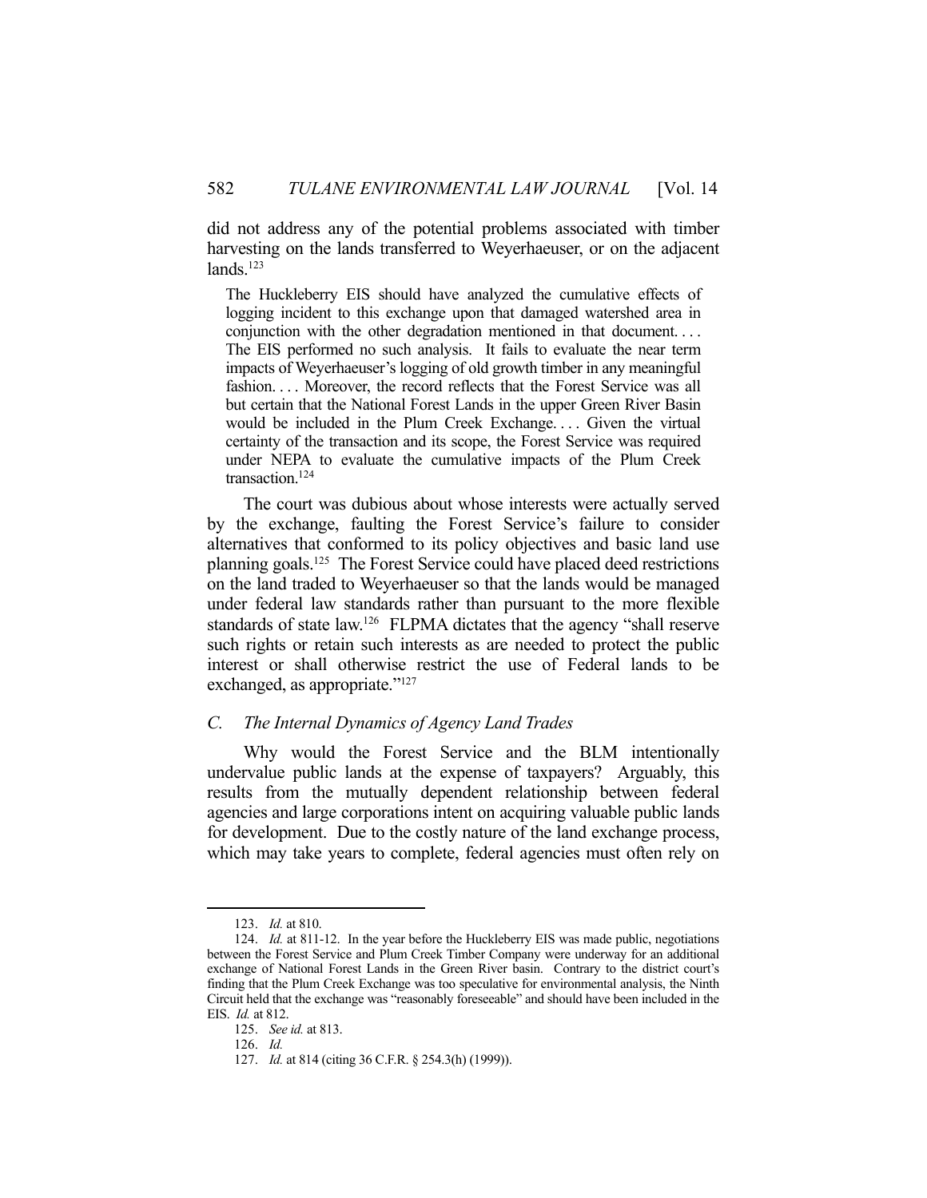did not address any of the potential problems associated with timber harvesting on the lands transferred to Weyerhaeuser, or on the adjacent lands.[123]

> The Huckleberry EIS should have analyzed the cumulative effects of logging incident to this exchange upon that damaged watershed area in conjunction with the other degradation mentioned in that document. . . . The EIS performed no such analysis. It fails to evaluate the near term impacts of Weyerhaeuser's logging of old growth timber in any meaningful fashion. . . . Moreover, the record reflects that the Forest Service was all but certain that the National Forest Lands in the upper Green River Basin would be included in the Plum Creek Exchange. . . . Given the virtual certainty of the transaction and its scope, the Forest Service was required under NEPA to evaluate the cumulative impacts of the Plum Creek transaction.[124]

The court was dubious about whose interests were actually served by the exchange, faulting the Forest Service's failure to consider alternatives that conformed to its policy objectives and basic land use planning goals.[125] The Forest Service could have placed deed restrictions on the land traded to Weyerhaeuser so that the lands would be managed under federal law standards rather than pursuant to the more flexible standards of state law.[126] FLPMA dictates that the agency "shall reserve such rights or retain such interests as are needed to protect the public interest or shall otherwise restrict the use of Federal lands to be exchanged, as appropriate."[127]

### C. *The Internal Dynamics of Agency Land Trades*

Why would the Forest Service and the BLM intentionally undervalue public lands at the expense of taxpayers? Arguably, this results from the mutually dependent relationship between federal agencies and large corporations intent on acquiring valuable public lands for development. Due to the costly nature of the land exchange process, which may take years to complete, federal agencies must often rely on

---

123. *Id.* at 810.

124. *Id.* at 811-12. In the year before the Huckleberry EIS was made public, negotiations between the Forest Service and Plum Creek Timber Company were underway for an additional exchange of National Forest Lands in the Green River basin. Contrary to the district court's finding that the Plum Creek Exchange was too speculative for environmental analysis, the Ninth Circuit held that the exchange was "reasonably foreseeable" and should have been included in the EIS. *Id.* at 812.

125. *See id.* at 813.

126. *Id.*

127. *Id.* at 814 (citing 36 C.F.R. § 254.3(h) (1999)).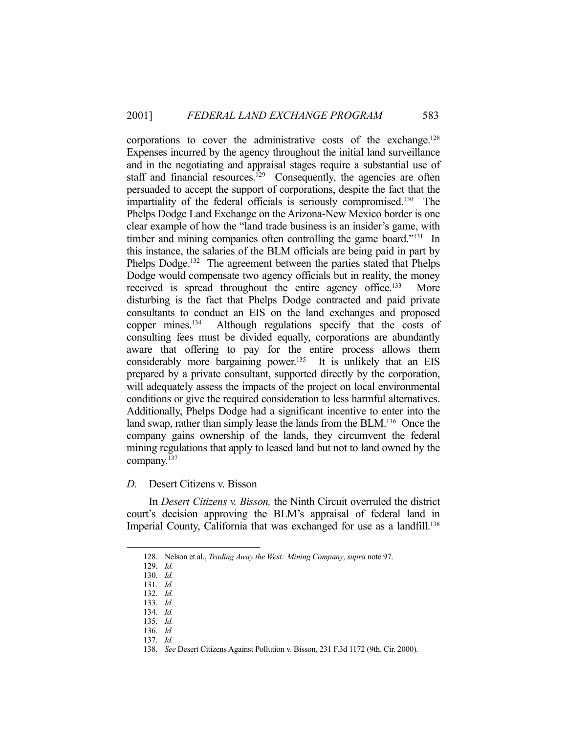corporations to cover the administrative costs of the exchange.[128] Expenses incurred by the agency throughout the initial land surveillance and in the negotiating and appraisal stages require a substantial use of staff and financial resources.[129] Consequently, the agencies are often persuaded to accept the support of corporations, despite the fact that the impartiality of the federal officials is seriously compromised.[130] The Phelps Dodge Land Exchange on the Arizona-New Mexico border is one clear example of how the "land trade business is an insider's game, with timber and mining companies often controlling the game board."[131] In this instance, the salaries of the BLM officials are being paid in part by Phelps Dodge.[132] The agreement between the parties stated that Phelps Dodge would compensate two agency officials but in reality, the money received is spread throughout the entire agency office.[133] More disturbing is the fact that Phelps Dodge contracted and paid private consultants to conduct an EIS on the land exchanges and proposed copper mines.[134] Although regulations specify that the costs of consulting fees must be divided equally, corporations are abundantly aware that offering to pay for the entire process allows them considerably more bargaining power.[135] It is unlikely that an EIS prepared by a private consultant, supported directly by the corporation, will adequately assess the impacts of the project on local environmental conditions or give the required consideration to less harmful alternatives. Additionally, Phelps Dodge had a significant incentive to enter into the land swap, rather than simply lease the lands from the BLM.[136] Once the company gains ownership of the lands, they circumvent the federal mining regulations that apply to leased land but not to land owned by the company.[137]

### *D.* Desert Citizens v. Bisson

In *Desert Citizens v. Bisson,* the Ninth Circuit overruled the district court's decision approving the BLM's appraisal of federal land in Imperial County, California that was exchanged for use as a landfill.[138]

---

128. Nelson et al., *Trading Away the West: Mining Company*, *supra* note 97.
129. *Id.*
130. *Id.*
131. *Id.*
132. *Id.*
133. *Id.*
134. *Id.*
135. *Id.*
136. *Id.*
137. *Id.*
138. *See* Desert Citizens Against Pollution v. Bisson, 231 F.3d 1172 (9th. Cir. 2000).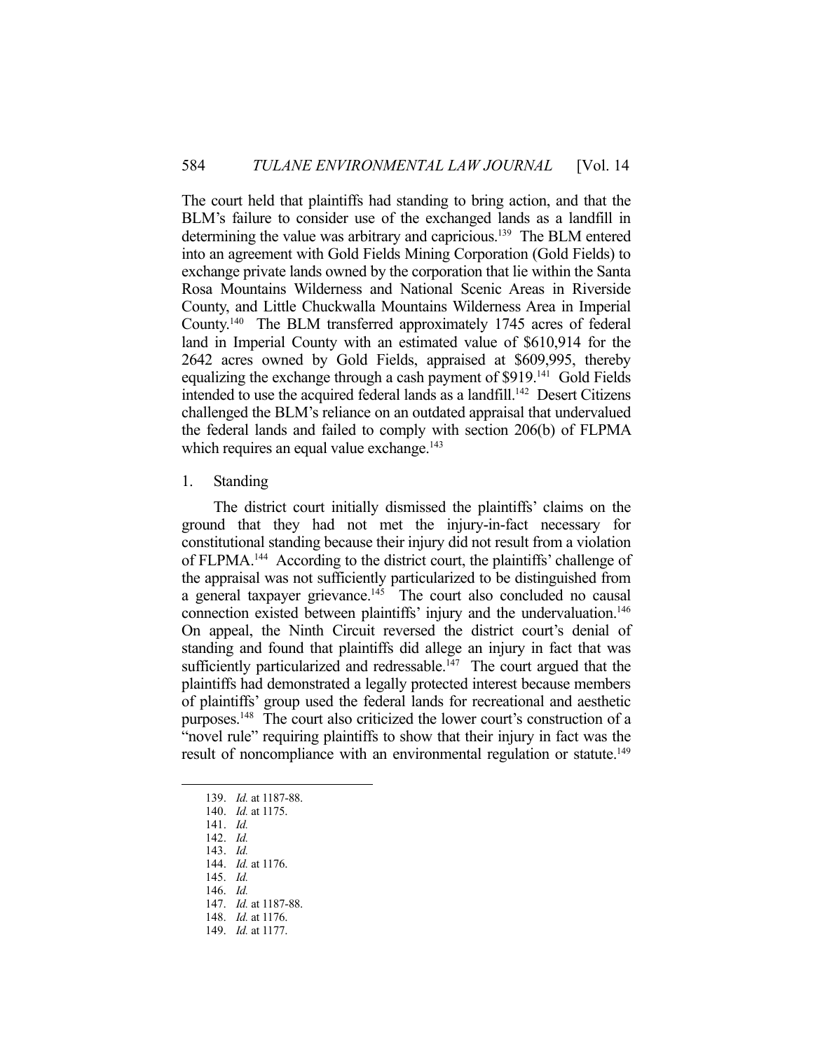The court held that plaintiffs had standing to bring action, and that the BLM's failure to consider use of the exchanged lands as a landfill in determining the value was arbitrary and capricious.[139] The BLM entered into an agreement with Gold Fields Mining Corporation (Gold Fields) to exchange private lands owned by the corporation that lie within the Santa Rosa Mountains Wilderness and National Scenic Areas in Riverside County, and Little Chuckwalla Mountains Wilderness Area in Imperial County.[140] The BLM transferred approximately 1745 acres of federal land in Imperial County with an estimated value of $610,914 for the 2642 acres owned by Gold Fields, appraised at $609,995, thereby equalizing the exchange through a cash payment of $919.[141] Gold Fields intended to use the acquired federal lands as a landfill.[142] Desert Citizens challenged the BLM's reliance on an outdated appraisal that undervalued the federal lands and failed to comply with section 206(b) of FLPMA which requires an equal value exchange.[143]

1. Standing

The district court initially dismissed the plaintiffs' claims on the ground that they had not met the injury-in-fact necessary for constitutional standing because their injury did not result from a violation of FLPMA.[144] According to the district court, the plaintiffs' challenge of the appraisal was not sufficiently particularized to be distinguished from a general taxpayer grievance.[145] The court also concluded no causal connection existed between plaintiffs' injury and the undervaluation.[146] On appeal, the Ninth Circuit reversed the district court's denial of standing and found that plaintiffs did allege an injury in fact that was sufficiently particularized and redressable.[147] The court argued that the plaintiffs had demonstrated a legally protected interest because members of plaintiffs' group used the federal lands for recreational and aesthetic purposes.[148] The court also criticized the lower court's construction of a "novel rule" requiring plaintiffs to show that their injury in fact was the result of noncompliance with an environmental regulation or statute.[149]

139. *Id.* at 1187-88.
140. *Id.* at 1175.
141. *Id.*
142. *Id.*
143. *Id.*
144. *Id.* at 1176.
145. *Id.*
146. *Id.*
147. *Id.* at 1187-88.
148. *Id.* at 1176.
149. *Id.* at 1177.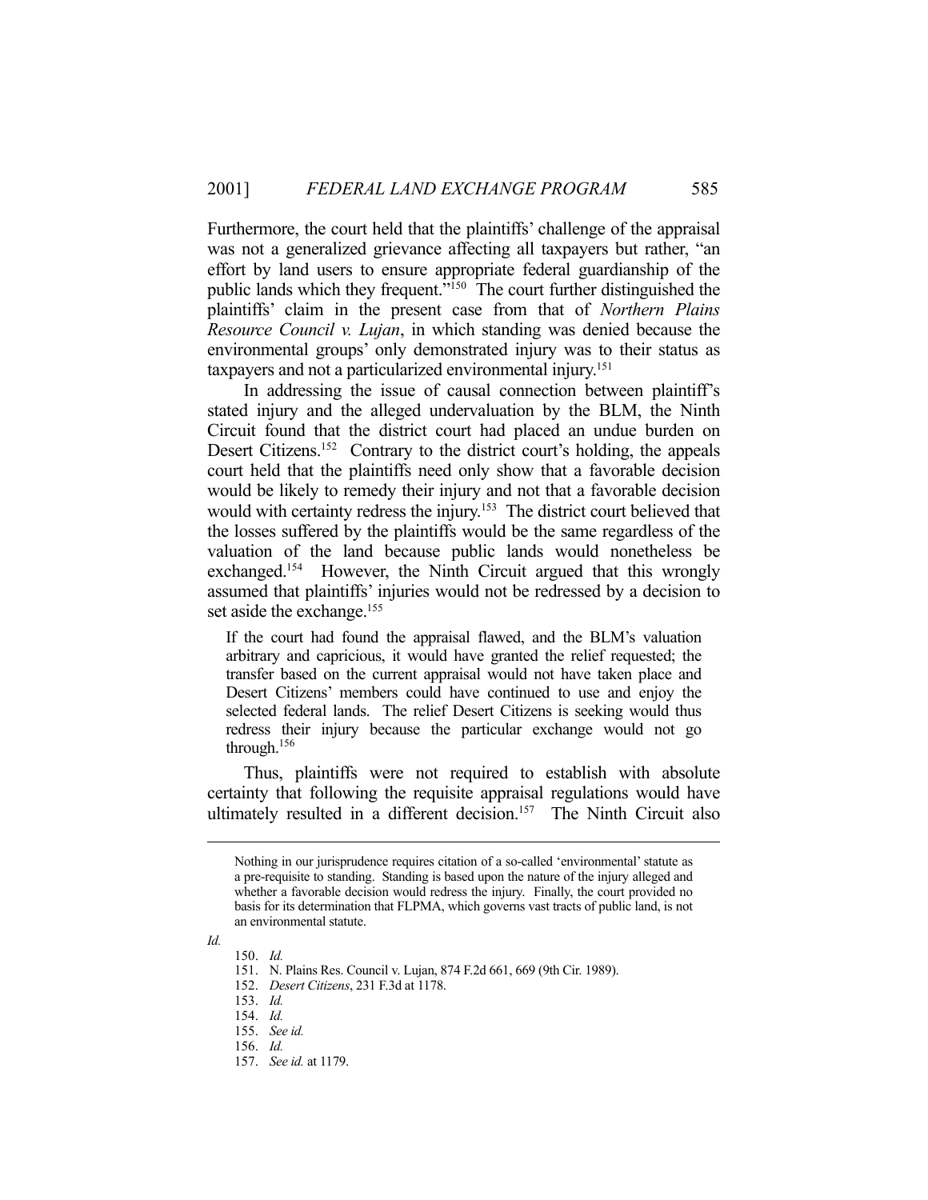Furthermore, the court held that the plaintiffs' challenge of the appraisal was not a generalized grievance affecting all taxpayers but rather, "an effort by land users to ensure appropriate federal guardianship of the public lands which they frequent."[150] The court further distinguished the plaintiffs' claim in the present case from that of *Northern Plains Resource Council v. Lujan*, in which standing was denied because the environmental groups' only demonstrated injury was to their status as taxpayers and not a particularized environmental injury.[151]

In addressing the issue of causal connection between plaintiff's stated injury and the alleged undervaluation by the BLM, the Ninth Circuit found that the district court had placed an undue burden on Desert Citizens.[152] Contrary to the district court's holding, the appeals court held that the plaintiffs need only show that a favorable decision would be likely to remedy their injury and not that a favorable decision would with certainty redress the injury.[153] The district court believed that the losses suffered by the plaintiffs would be the same regardless of the valuation of the land because public lands would nonetheless be exchanged.[154] However, the Ninth Circuit argued that this wrongly assumed that plaintiffs' injuries would not be redressed by a decision to set aside the exchange.[155]

> If the court had found the appraisal flawed, and the BLM's valuation arbitrary and capricious, it would have granted the relief requested; the transfer based on the current appraisal would not have taken place and Desert Citizens' members could have continued to use and enjoy the selected federal lands. The relief Desert Citizens is seeking would thus redress their injury because the particular exchange would not go through.[156]

Thus, plaintiffs were not required to establish with absolute certainty that following the requisite appraisal regulations would have ultimately resulted in a different decision.[157] The Ninth Circuit also

---

> Nothing in our jurisprudence requires citation of a so-called 'environmental' statute as a pre-requisite to standing. Standing is based upon the nature of the injury alleged and whether a favorable decision would redress the injury. Finally, the court provided no basis for its determination that FLPMA, which governs vast tracts of public land, is not an environmental statute.

*Id.*

150. *Id.*
151. N. Plains Res. Council v. Lujan, 874 F.2d 661, 669 (9th Cir. 1989).
152. *Desert Citizens*, 231 F.3d at 1178.
153. *Id.*
154. *Id.*
155. *See id.*
156. *Id.*
157. *See id.* at 1179.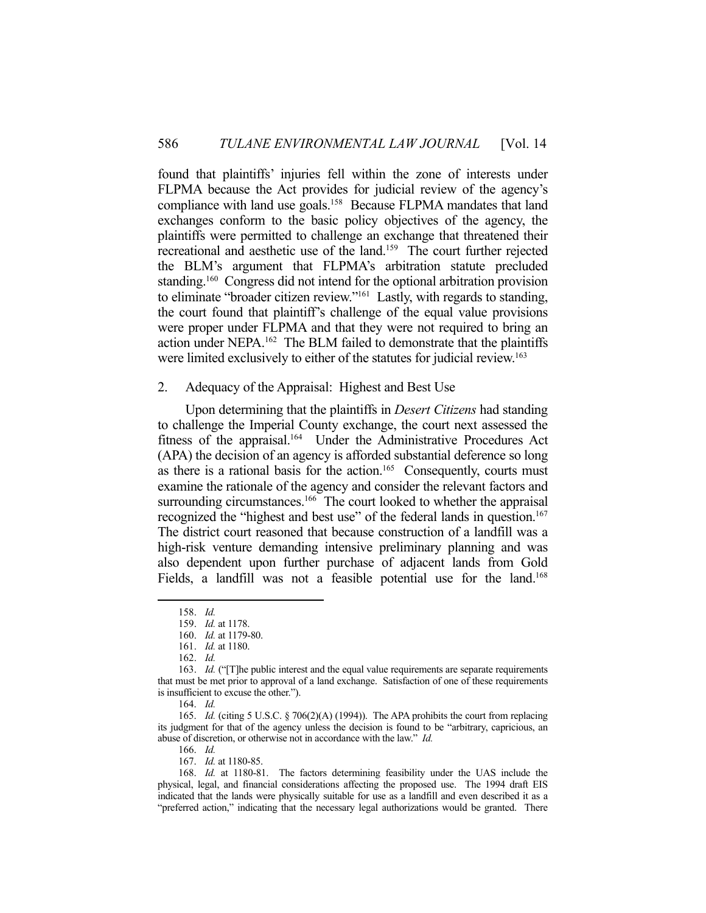found that plaintiffs' injuries fell within the zone of interests under FLPMA because the Act provides for judicial review of the agency's compliance with land use goals.[158] Because FLPMA mandates that land exchanges conform to the basic policy objectives of the agency, the plaintiffs were permitted to challenge an exchange that threatened their recreational and aesthetic use of the land.[159] The court further rejected the BLM's argument that FLPMA's arbitration statute precluded standing.[160] Congress did not intend for the optional arbitration provision to eliminate "broader citizen review."[161] Lastly, with regards to standing, the court found that plaintiff's challenge of the equal value provisions were proper under FLPMA and that they were not required to bring an action under NEPA.[162] The BLM failed to demonstrate that the plaintiffs were limited exclusively to either of the statutes for judicial review.[163]

## 2. Adequacy of the Appraisal: Highest and Best Use

Upon determining that the plaintiffs in *Desert Citizens* had standing to challenge the Imperial County exchange, the court next assessed the fitness of the appraisal.[164] Under the Administrative Procedures Act (APA) the decision of an agency is afforded substantial deference so long as there is a rational basis for the action.[165] Consequently, courts must examine the rationale of the agency and consider the relevant factors and surrounding circumstances.[166] The court looked to whether the appraisal recognized the "highest and best use" of the federal lands in question.[167] The district court reasoned that because construction of a landfill was a high-risk venture demanding intensive preliminary planning and was also dependent upon further purchase of adjacent lands from Gold Fields, a landfill was not a feasible potential use for the land.[168]

---

158. *Id.*

159. *Id.* at 1178.

160. *Id.* at 1179-80.

161. *Id.* at 1180.

162. *Id.*

163. *Id.* ("[T]he public interest and the equal value requirements are separate requirements that must be met prior to approval of a land exchange. Satisfaction of one of these requirements is insufficient to excuse the other.").

164. *Id.*

165. *Id.* (citing 5 U.S.C. § 706(2)(A) (1994)). The APA prohibits the court from replacing its judgment for that of the agency unless the decision is found to be "arbitrary, capricious, an abuse of discretion, or otherwise not in accordance with the law." *Id.*

166. *Id.*

167. *Id.* at 1180-85.

168. *Id.* at 1180-81. The factors determining feasibility under the UAS include the physical, legal, and financial considerations affecting the proposed use. The 1994 draft EIS indicated that the lands were physically suitable for use as a landfill and even described it as a "preferred action," indicating that the necessary legal authorizations would be granted. There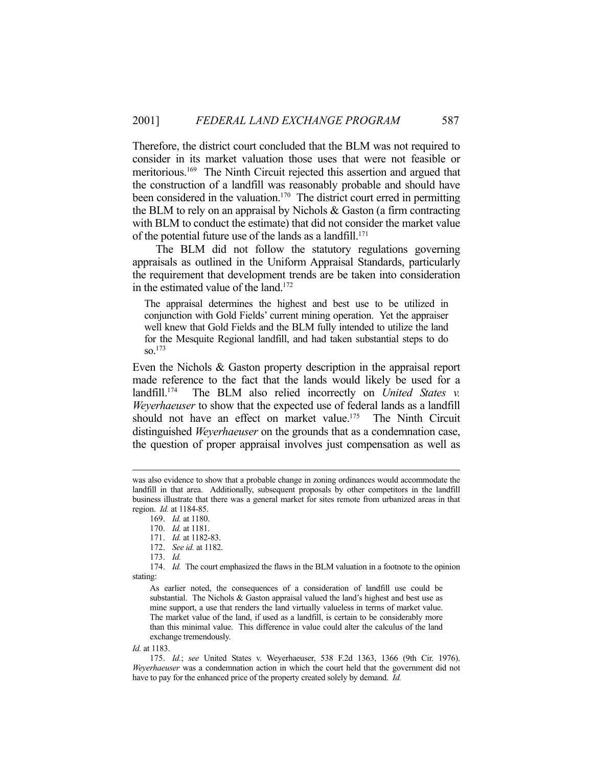Therefore, the district court concluded that the BLM was not required to consider in its market valuation those uses that were not feasible or meritorious.[169] The Ninth Circuit rejected this assertion and argued that the construction of a landfill was reasonably probable and should have been considered in the valuation.[170] The district court erred in permitting the BLM to rely on an appraisal by Nichols & Gaston (a firm contracting with BLM to conduct the estimate) that did not consider the market value of the potential future use of the lands as a landfill.[171]

The BLM did not follow the statutory regulations governing appraisals as outlined in the Uniform Appraisal Standards, particularly the requirement that development trends are be taken into consideration in the estimated value of the land.[172]

> The appraisal determines the highest and best use to be utilized in conjunction with Gold Fields' current mining operation. Yet the appraiser well knew that Gold Fields and the BLM fully intended to utilize the land for the Mesquite Regional landfill, and had taken substantial steps to do so.[173]

Even the Nichols & Gaston property description in the appraisal report made reference to the fact that the lands would likely be used for a landfill.[174] The BLM also relied incorrectly on *United States v. Weyerhaeuser* to show that the expected use of federal lands as a landfill should not have an effect on market value.[175] The Ninth Circuit distinguished *Weyerhaeuser* on the grounds that as a condemnation case, the question of proper appraisal involves just compensation as well as

---

was also evidence to show that a probable change in zoning ordinances would accommodate the landfill in that area. Additionally, subsequent proposals by other competitors in the landfill business illustrate that there was a general market for sites remote from urbanized areas in that region. *Id.* at 1184-85.

169. *Id.* at 1180.

170. *Id.* at 1181.

171. *Id.* at 1182-83.

172. *See id.* at 1182.

173. *Id.*

174. *Id.* The court emphasized the flaws in the BLM valuation in a footnote to the opinion stating:

> As earlier noted, the consequences of a consideration of landfill use could be substantial. The Nichols & Gaston appraisal valued the land's highest and best use as mine support, a use that renders the land virtually valueless in terms of market value. The market value of the land, if used as a landfill, is certain to be considerably more than this minimal value. This difference in value could alter the calculus of the land exchange tremendously.

*Id.* at 1183.

175. *Id.*; *see* United States v. Weyerhaeuser, 538 F.2d 1363, 1366 (9th Cir. 1976). *Weyerhaeuser* was a condemnation action in which the court held that the government did not have to pay for the enhanced price of the property created solely by demand. *Id.*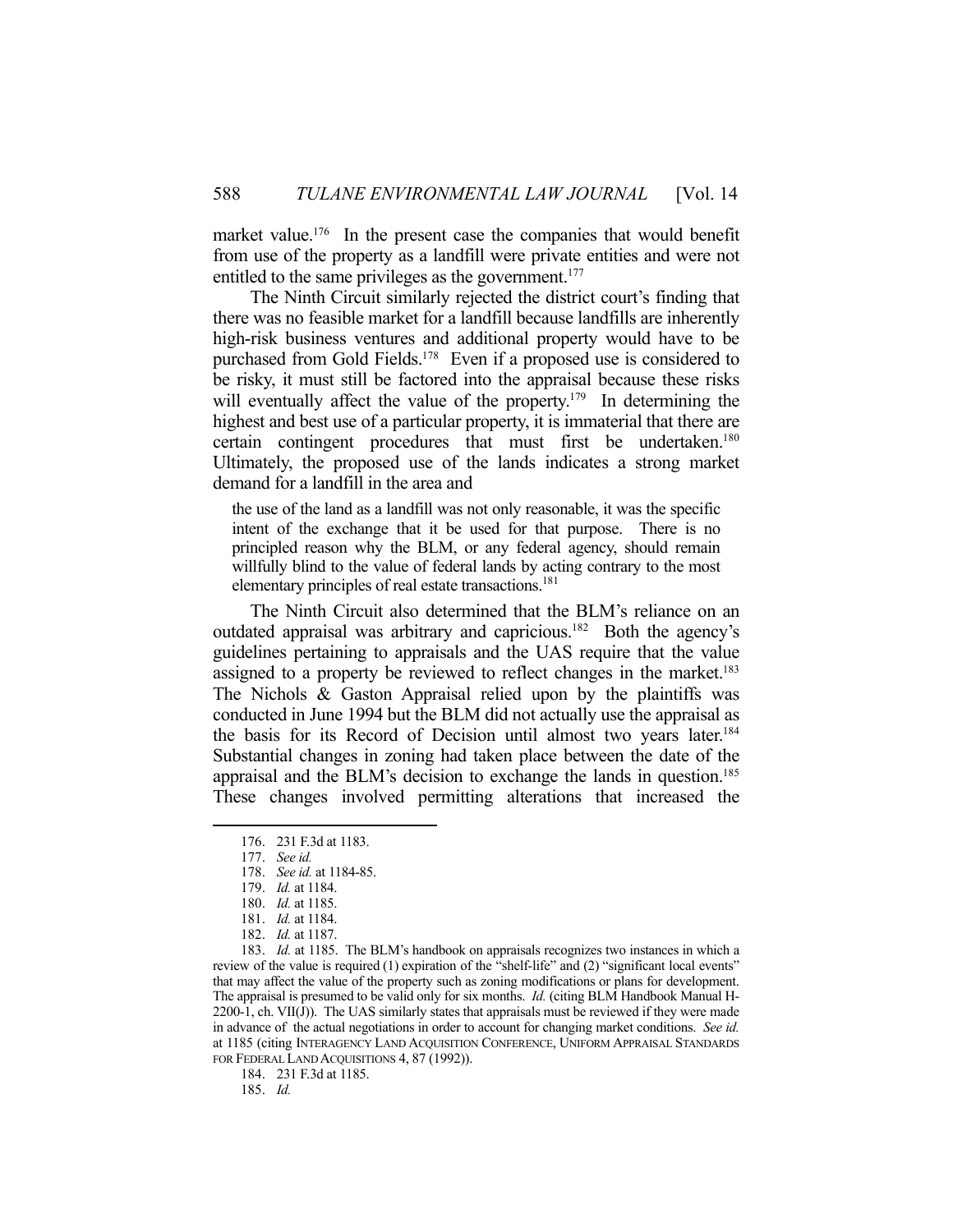market value.[176] In the present case the companies that would benefit from use of the property as a landfill were private entities and were not entitled to the same privileges as the government.[177]

The Ninth Circuit similarly rejected the district court's finding that there was no feasible market for a landfill because landfills are inherently high-risk business ventures and additional property would have to be purchased from Gold Fields.[178] Even if a proposed use is considered to be risky, it must still be factored into the appraisal because these risks will eventually affect the value of the property.[179] In determining the highest and best use of a particular property, it is immaterial that there are certain contingent procedures that must first be undertaken.[180] Ultimately, the proposed use of the lands indicates a strong market demand for a landfill in the area and

> the use of the land as a landfill was not only reasonable, it was the specific intent of the exchange that it be used for that purpose. There is no principled reason why the BLM, or any federal agency, should remain willfully blind to the value of federal lands by acting contrary to the most elementary principles of real estate transactions.[181]

The Ninth Circuit also determined that the BLM's reliance on an outdated appraisal was arbitrary and capricious.[182] Both the agency's guidelines pertaining to appraisals and the UAS require that the value assigned to a property be reviewed to reflect changes in the market.[183] The Nichols & Gaston Appraisal relied upon by the plaintiffs was conducted in June 1994 but the BLM did not actually use the appraisal as the basis for its Record of Decision until almost two years later.[184] Substantial changes in zoning had taken place between the date of the appraisal and the BLM's decision to exchange the lands in question.[185] These changes involved permitting alterations that increased the

---

176. 231 F.3d at 1183.

177. *See id.*

178. *See id.* at 1184-85.

179. *Id.* at 1184.

180. *Id.* at 1185.

181. *Id.* at 1184.

182. *Id.* at 1187.

183. *Id.* at 1185. The BLM's handbook on appraisals recognizes two instances in which a review of the value is required (1) expiration of the "shelf-life" and (2) "significant local events" that may affect the value of the property such as zoning modifications or plans for development. The appraisal is presumed to be valid only for six months. *Id.* (citing BLM Handbook Manual H-2200-1, ch. VII(J)). The UAS similarly states that appraisals must be reviewed if they were made in advance of the actual negotiations in order to account for changing market conditions. *See id.* at 1185 (citing INTERAGENCY LAND ACQUISITION CONFERENCE, UNIFORM APPRAISAL STANDARDS FOR FEDERAL LAND ACQUISITIONS 4, 87 (1992)).

184. 231 F.3d at 1185.

185. *Id.*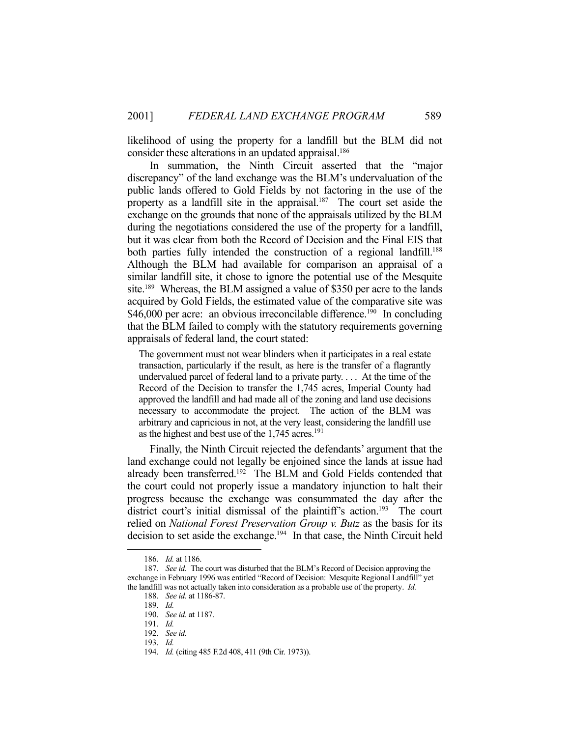likelihood of using the property for a landfill but the BLM did not consider these alterations in an updated appraisal.[186]

In summation, the Ninth Circuit asserted that the "major discrepancy" of the land exchange was the BLM's undervaluation of the public lands offered to Gold Fields by not factoring in the use of the property as a landfill site in the appraisal.[187] The court set aside the exchange on the grounds that none of the appraisals utilized by the BLM during the negotiations considered the use of the property for a landfill, but it was clear from both the Record of Decision and the Final EIS that both parties fully intended the construction of a regional landfill.[188] Although the BLM had available for comparison an appraisal of a similar landfill site, it chose to ignore the potential use of the Mesquite site.[189] Whereas, the BLM assigned a value of $350 per acre to the lands acquired by Gold Fields, the estimated value of the comparative site was $46,000 per acre: an obvious irreconcilable difference.[190] In concluding that the BLM failed to comply with the statutory requirements governing appraisals of federal land, the court stated:

> The government must not wear blinders when it participates in a real estate transaction, particularly if the result, as here is the transfer of a flagrantly undervalued parcel of federal land to a private party. . . . At the time of the Record of the Decision to transfer the 1,745 acres, Imperial County had approved the landfill and had made all of the zoning and land use decisions necessary to accommodate the project. The action of the BLM was arbitrary and capricious in not, at the very least, considering the landfill use as the highest and best use of the 1,745 acres.[191]

Finally, the Ninth Circuit rejected the defendants' argument that the land exchange could not legally be enjoined since the lands at issue had already been transferred.[192] The BLM and Gold Fields contended that the court could not properly issue a mandatory injunction to halt their progress because the exchange was consummated the day after the district court's initial dismissal of the plaintiff's action.[193] The court relied on *National Forest Preservation Group v. Butz* as the basis for its decision to set aside the exchange.[194] In that case, the Ninth Circuit held

---

186. *Id.* at 1186.

187. *See id.* The court was disturbed that the BLM's Record of Decision approving the exchange in February 1996 was entitled "Record of Decision: Mesquite Regional Landfill" yet the landfill was not actually taken into consideration as a probable use of the property. *Id.*

188. *See id.* at 1186-87.

189. *Id.*

190. *See id.* at 1187.

191. *Id.*

192. *See id.*

193. *Id.*

194. *Id.* (citing 485 F.2d 408, 411 (9th Cir. 1973)).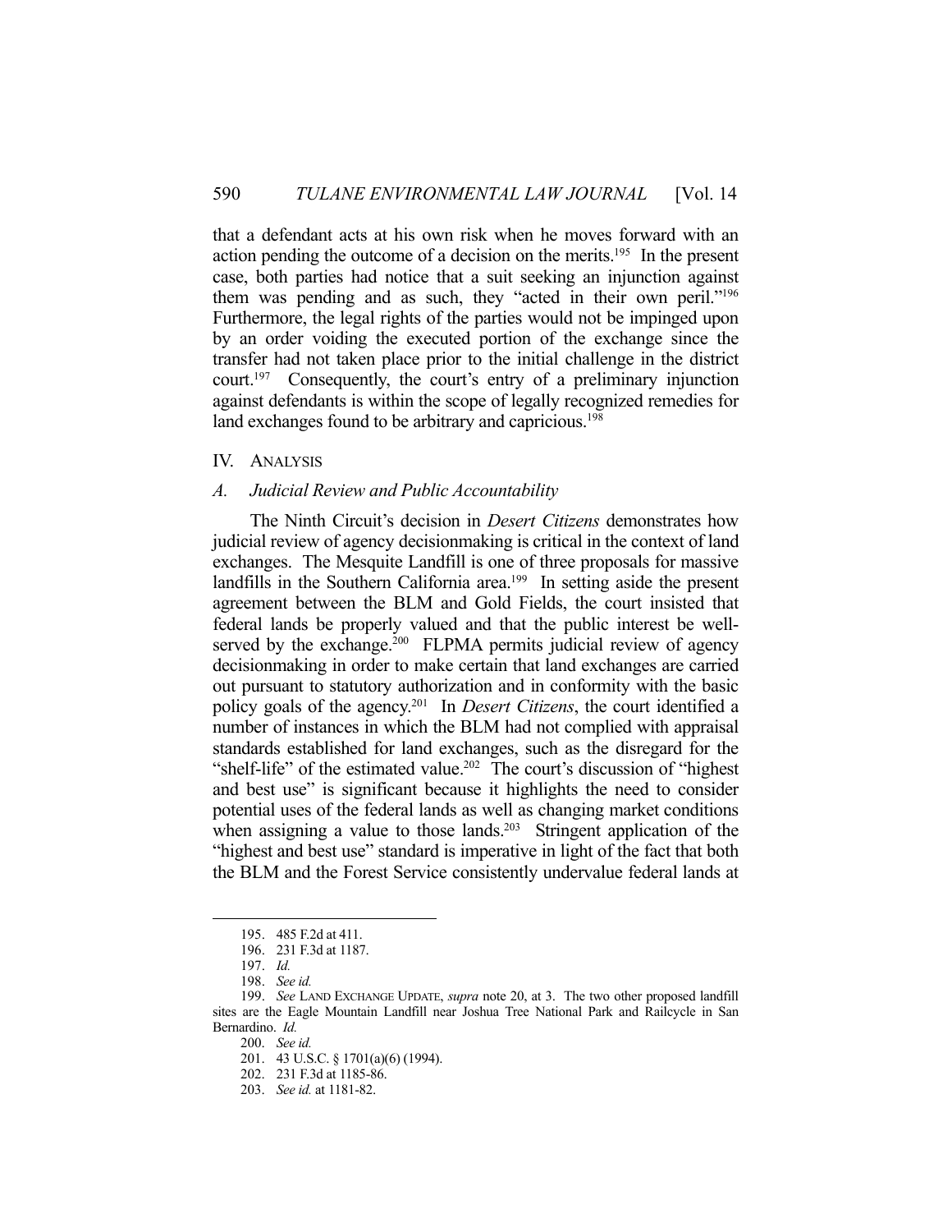that a defendant acts at his own risk when he moves forward with an action pending the outcome of a decision on the merits.[195] In the present case, both parties had notice that a suit seeking an injunction against them was pending and as such, they "acted in their own peril."[196] Furthermore, the legal rights of the parties would not be impinged upon by an order voiding the executed portion of the exchange since the transfer had not taken place prior to the initial challenge in the district court.[197] Consequently, the court's entry of a preliminary injunction against defendants is within the scope of legally recognized remedies for land exchanges found to be arbitrary and capricious.[198]

## IV. ANALYSIS

### *A. Judicial Review and Public Accountability*

The Ninth Circuit's decision in *Desert Citizens* demonstrates how judicial review of agency decisionmaking is critical in the context of land exchanges. The Mesquite Landfill is one of three proposals for massive landfills in the Southern California area.[199] In setting aside the present agreement between the BLM and Gold Fields, the court insisted that federal lands be properly valued and that the public interest be well-served by the exchange.[200] FLPMA permits judicial review of agency decisionmaking in order to make certain that land exchanges are carried out pursuant to statutory authorization and in conformity with the basic policy goals of the agency.[201] In *Desert Citizens*, the court identified a number of instances in which the BLM had not complied with appraisal standards established for land exchanges, such as the disregard for the "shelf-life" of the estimated value.[202] The court's discussion of "highest and best use" is significant because it highlights the need to consider potential uses of the federal lands as well as changing market conditions when assigning a value to those lands.[203] Stringent application of the "highest and best use" standard is imperative in light of the fact that both the BLM and the Forest Service consistently undervalue federal lands at

---

195. 485 F.2d at 411.

196. 231 F.3d at 1187.

197. *Id.*

198. *See id.*

199. *See* LAND EXCHANGE UPDATE, *supra* note 20, at 3. The two other proposed landfill sites are the Eagle Mountain Landfill near Joshua Tree National Park and Railcycle in San Bernardino. *Id.*

200. *See id.*

201. 43 U.S.C. § 1701(a)(6) (1994).

202. 231 F.3d at 1185-86.

203. *See id.* at 1181-82.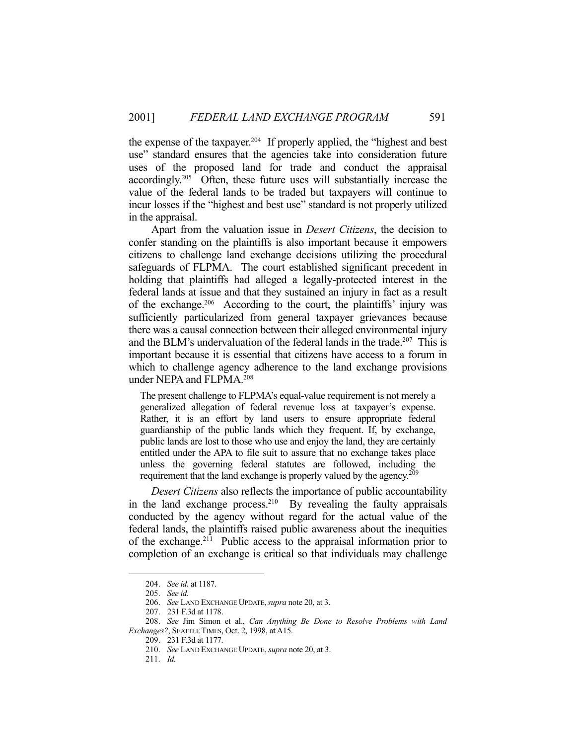the expense of the taxpayer.[204] If properly applied, the "highest and best use" standard ensures that the agencies take into consideration future uses of the proposed land for trade and conduct the appraisal accordingly.[205] Often, these future uses will substantially increase the value of the federal lands to be traded but taxpayers will continue to incur losses if the "highest and best use" standard is not properly utilized in the appraisal.

Apart from the valuation issue in *Desert Citizens*, the decision to confer standing on the plaintiffs is also important because it empowers citizens to challenge land exchange decisions utilizing the procedural safeguards of FLPMA. The court established significant precedent in holding that plaintiffs had alleged a legally-protected interest in the federal lands at issue and that they sustained an injury in fact as a result of the exchange.[206] According to the court, the plaintiffs' injury was sufficiently particularized from general taxpayer grievances because there was a causal connection between their alleged environmental injury and the BLM's undervaluation of the federal lands in the trade.[207] This is important because it is essential that citizens have access to a forum in which to challenge agency adherence to the land exchange provisions under NEPA and FLPMA.[208]

> The present challenge to FLPMA's equal-value requirement is not merely a generalized allegation of federal revenue loss at taxpayer's expense. Rather, it is an effort by land users to ensure appropriate federal guardianship of the public lands which they frequent. If, by exchange, public lands are lost to those who use and enjoy the land, they are certainly entitled under the APA to file suit to assure that no exchange takes place unless the governing federal statutes are followed, including the requirement that the land exchange is properly valued by the agency.[209]

*Desert Citizens* also reflects the importance of public accountability in the land exchange process.[210] By revealing the faulty appraisals conducted by the agency without regard for the actual value of the federal lands, the plaintiffs raised public awareness about the inequities of the exchange.[211] Public access to the appraisal information prior to completion of an exchange is critical so that individuals may challenge

---

204. *See id.* at 1187.

205. *See id.*

206. *See* LAND EXCHANGE UPDATE, *supra* note 20, at 3.

207. 231 F.3d at 1178.

208. *See* Jim Simon et al., *Can Anything Be Done to Resolve Problems with Land Exchanges?*, SEATTLE TIMES, Oct. 2, 1998, at A15.

209. 231 F.3d at 1177.

210. *See* LAND EXCHANGE UPDATE, *supra* note 20, at 3.

211. *Id.*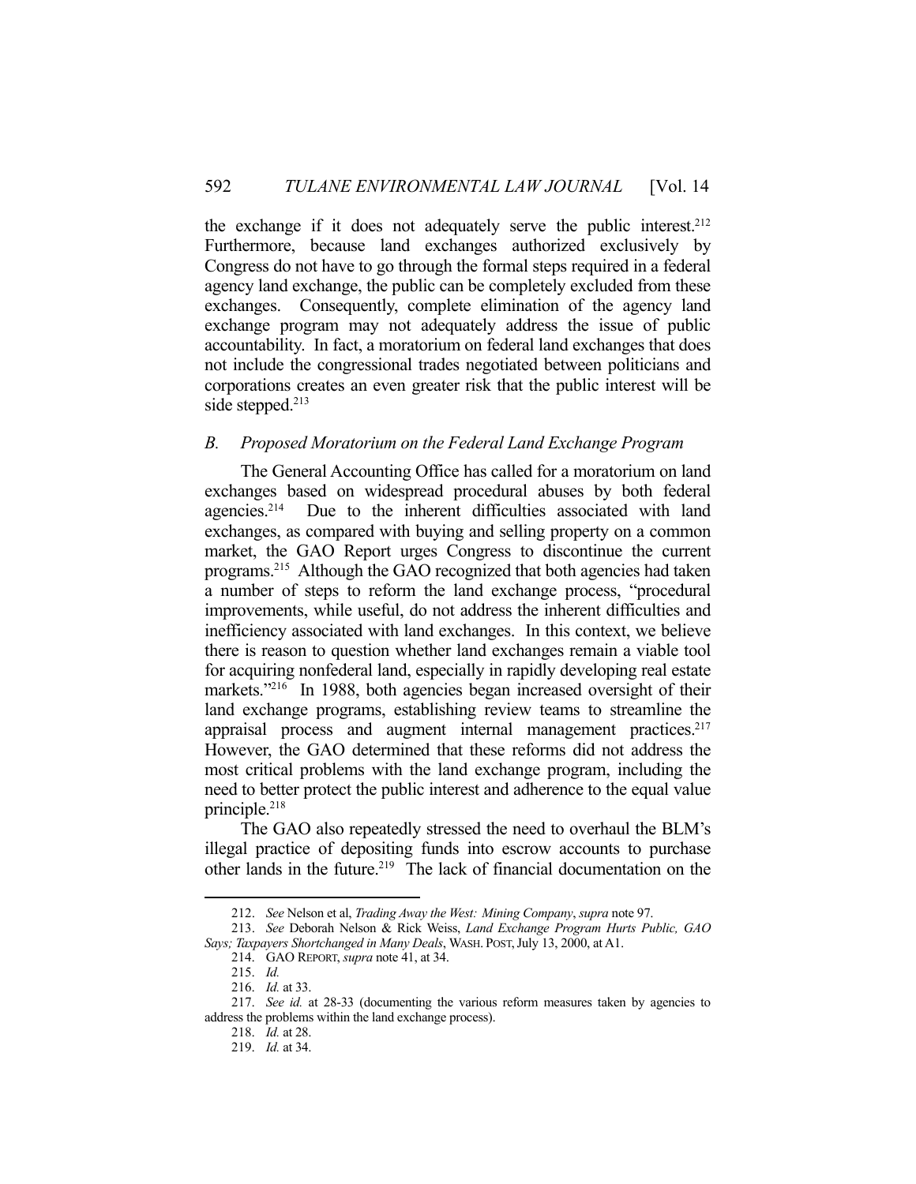the exchange if it does not adequately serve the public interest.[212] Furthermore, because land exchanges authorized exclusively by Congress do not have to go through the formal steps required in a federal agency land exchange, the public can be completely excluded from these exchanges. Consequently, complete elimination of the agency land exchange program may not adequately address the issue of public accountability. In fact, a moratorium on federal land exchanges that does not include the congressional trades negotiated between politicians and corporations creates an even greater risk that the public interest will be side stepped.[213]

### *B. Proposed Moratorium on the Federal Land Exchange Program*

The General Accounting Office has called for a moratorium on land exchanges based on widespread procedural abuses by both federal agencies.[214] Due to the inherent difficulties associated with land exchanges, as compared with buying and selling property on a common market, the GAO Report urges Congress to discontinue the current programs.[215] Although the GAO recognized that both agencies had taken a number of steps to reform the land exchange process, "procedural improvements, while useful, do not address the inherent difficulties and inefficiency associated with land exchanges. In this context, we believe there is reason to question whether land exchanges remain a viable tool for acquiring nonfederal land, especially in rapidly developing real estate markets."[216] In 1988, both agencies began increased oversight of their land exchange programs, establishing review teams to streamline the appraisal process and augment internal management practices.[217] However, the GAO determined that these reforms did not address the most critical problems with the land exchange program, including the need to better protect the public interest and adherence to the equal value principle.[218]

The GAO also repeatedly stressed the need to overhaul the BLM's illegal practice of depositing funds into escrow accounts to purchase other lands in the future.[219] The lack of financial documentation on the

---

212. *See* Nelson et al, *Trading Away the West: Mining Company*, *supra* note 97.

213. *See* Deborah Nelson & Rick Weiss, *Land Exchange Program Hurts Public, GAO Says; Taxpayers Shortchanged in Many Deals*, WASH. POST, July 13, 2000, at A1.

214. GAO REPORT, *supra* note 41, at 34.

215. *Id.*

216. *Id.* at 33.

217. *See id.* at 28-33 (documenting the various reform measures taken by agencies to address the problems within the land exchange process).

218. *Id.* at 28.

219. *Id.* at 34.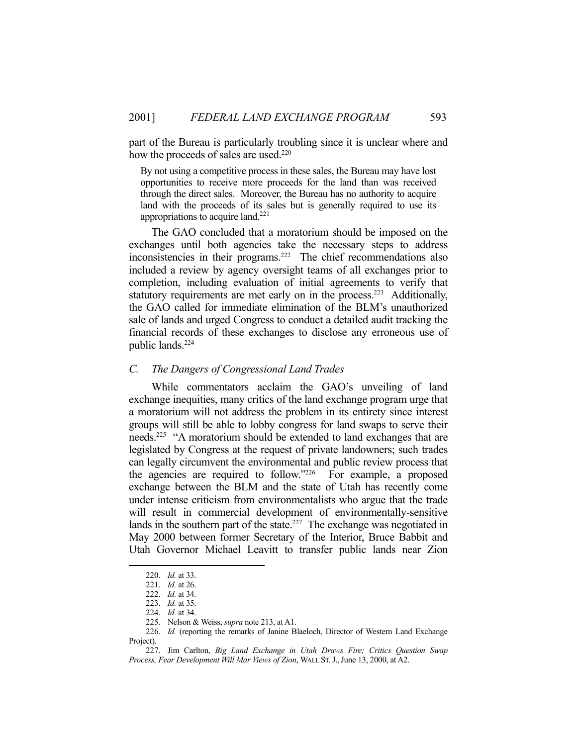part of the Bureau is particularly troubling since it is unclear where and how the proceeds of sales are used.[220]

> By not using a competitive process in these sales, the Bureau may have lost opportunities to receive more proceeds for the land than was received through the direct sales. Moreover, the Bureau has no authority to acquire land with the proceeds of its sales but is generally required to use its appropriations to acquire land.[221]

The GAO concluded that a moratorium should be imposed on the exchanges until both agencies take the necessary steps to address inconsistencies in their programs.[222] The chief recommendations also included a review by agency oversight teams of all exchanges prior to completion, including evaluation of initial agreements to verify that statutory requirements are met early on in the process.[223] Additionally, the GAO called for immediate elimination of the BLM's unauthorized sale of lands and urged Congress to conduct a detailed audit tracking the financial records of these exchanges to disclose any erroneous use of public lands.[224]

### *C. The Dangers of Congressional Land Trades*

While commentators acclaim the GAO's unveiling of land exchange inequities, many critics of the land exchange program urge that a moratorium will not address the problem in its entirety since interest groups will still be able to lobby congress for land swaps to serve their needs.[225] "A moratorium should be extended to land exchanges that are legislated by Congress at the request of private landowners; such trades can legally circumvent the environmental and public review process that the agencies are required to follow."[226] For example, a proposed exchange between the BLM and the state of Utah has recently come under intense criticism from environmentalists who argue that the trade will result in commercial development of environmentally-sensitive lands in the southern part of the state.[227] The exchange was negotiated in May 2000 between former Secretary of the Interior, Bruce Babbit and Utah Governor Michael Leavitt to transfer public lands near Zion

---

220. *Id.* at 33.

221. *Id.* at 26.

222. *Id.* at 34.

223. *Id.* at 35.

224. *Id.* at 34.

225. Nelson & Weiss, *supra* note 213, at A1.

226. *Id.* (reporting the remarks of Janine Blaeloch, Director of Western Land Exchange Project).

227. Jim Carlton, *Big Land Exchange in Utah Draws Fire; Critics Question Swap Process, Fear Development Will Mar Views of Zion*, WALL ST. J., June 13, 2000, at A2.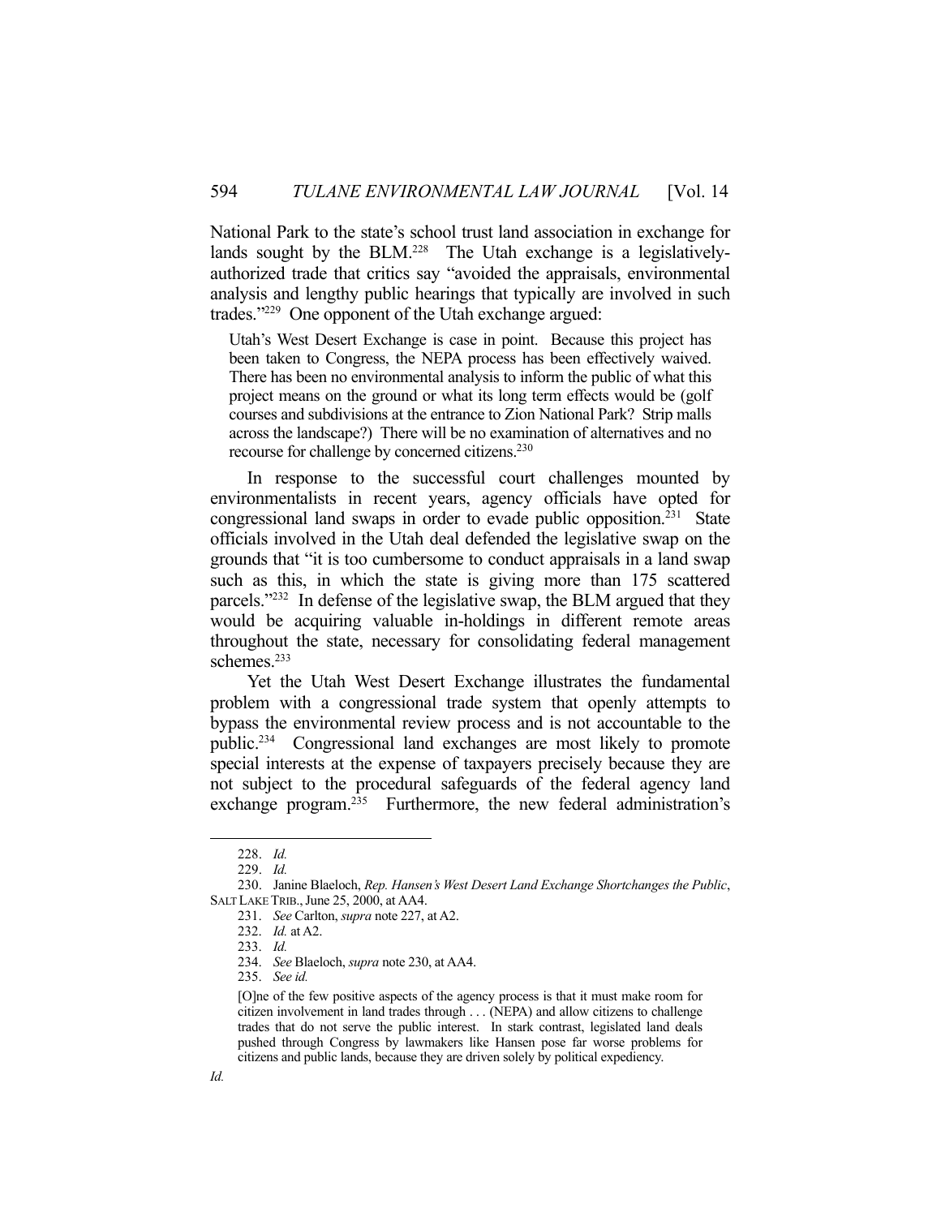National Park to the state's school trust land association in exchange for lands sought by the BLM.[228] The Utah exchange is a legislatively-authorized trade that critics say "avoided the appraisals, environmental analysis and lengthy public hearings that typically are involved in such trades."[229] One opponent of the Utah exchange argued:

> Utah's West Desert Exchange is case in point. Because this project has been taken to Congress, the NEPA process has been effectively waived. There has been no environmental analysis to inform the public of what this project means on the ground or what its long term effects would be (golf courses and subdivisions at the entrance to Zion National Park? Strip malls across the landscape?) There will be no examination of alternatives and no recourse for challenge by concerned citizens.[230]

In response to the successful court challenges mounted by environmentalists in recent years, agency officials have opted for congressional land swaps in order to evade public opposition.[231] State officials involved in the Utah deal defended the legislative swap on the grounds that "it is too cumbersome to conduct appraisals in a land swap such as this, in which the state is giving more than 175 scattered parcels."[232] In defense of the legislative swap, the BLM argued that they would be acquiring valuable in-holdings in different remote areas throughout the state, necessary for consolidating federal management schemes.[233]

Yet the Utah West Desert Exchange illustrates the fundamental problem with a congressional trade system that openly attempts to bypass the environmental review process and is not accountable to the public.[234] Congressional land exchanges are most likely to promote special interests at the expense of taxpayers precisely because they are not subject to the procedural safeguards of the federal agency land exchange program.[235] Furthermore, the new federal administration's

---

228. *Id.*

229. *Id.*

230. Janine Blaeloch, *Rep. Hansen's West Desert Land Exchange Shortchanges the Public*, SALT LAKE TRIB., June 25, 2000, at AA4.

231. *See* Carlton, *supra* note 227, at A2.

232. *Id.* at A2.

233. *Id.*

234. *See* Blaeloch, *supra* note 230, at AA4.

235. *See id.*

> [O]ne of the few positive aspects of the agency process is that it must make room for citizen involvement in land trades through . . . (NEPA) and allow citizens to challenge trades that do not serve the public interest. In stark contrast, legislated land deals pushed through Congress by lawmakers like Hansen pose far worse problems for citizens and public lands, because they are driven solely by political expediency.

*Id.*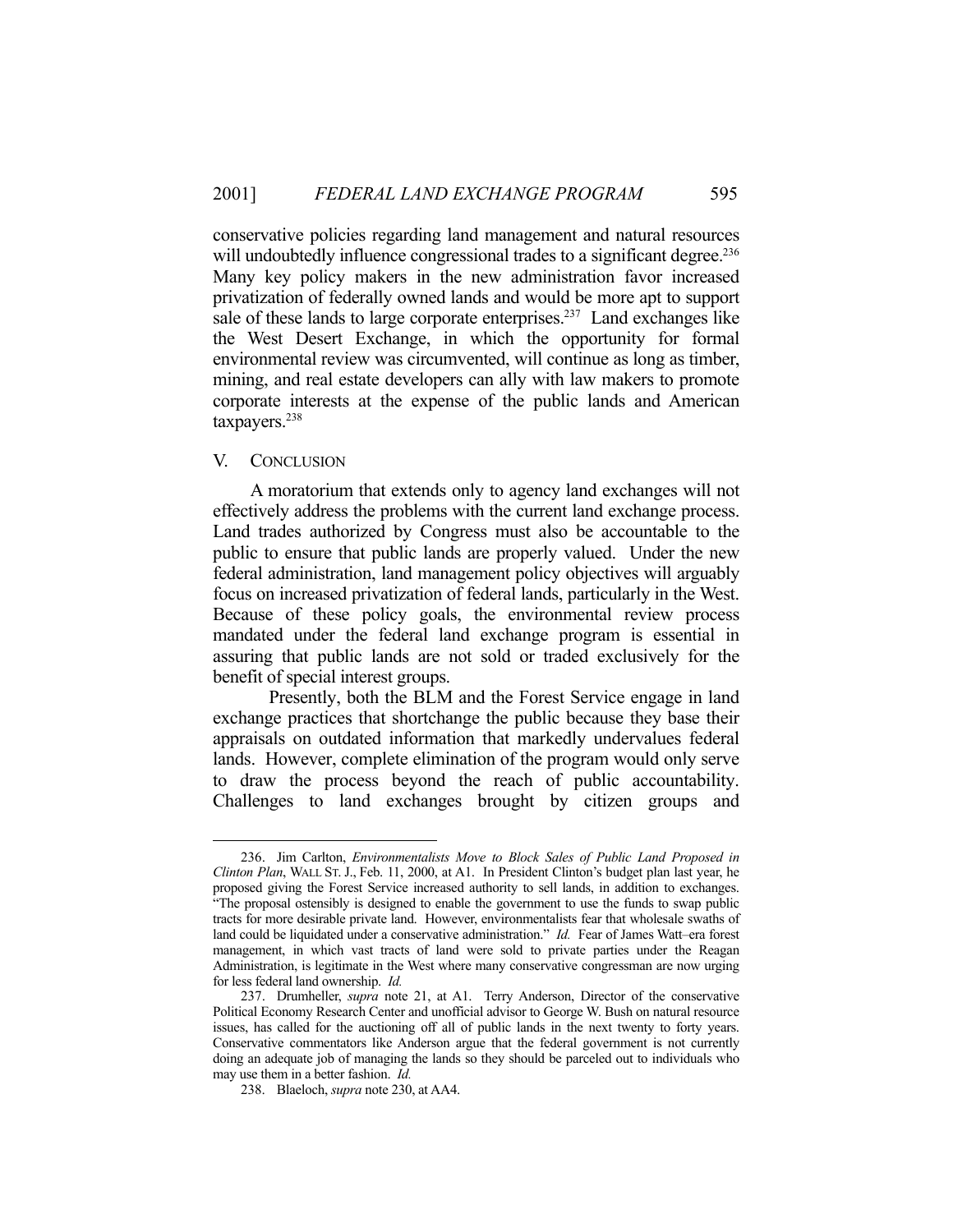conservative policies regarding land management and natural resources will undoubtedly influence congressional trades to a significant degree.[236] Many key policy makers in the new administration favor increased privatization of federally owned lands and would be more apt to support sale of these lands to large corporate enterprises.[237] Land exchanges like the West Desert Exchange, in which the opportunity for formal environmental review was circumvented, will continue as long as timber, mining, and real estate developers can ally with law makers to promote corporate interests at the expense of the public lands and American taxpayers.[238]

## V. CONCLUSION

A moratorium that extends only to agency land exchanges will not effectively address the problems with the current land exchange process. Land trades authorized by Congress must also be accountable to the public to ensure that public lands are properly valued. Under the new federal administration, land management policy objectives will arguably focus on increased privatization of federal lands, particularly in the West. Because of these policy goals, the environmental review process mandated under the federal land exchange program is essential in assuring that public lands are not sold or traded exclusively for the benefit of special interest groups.

Presently, both the BLM and the Forest Service engage in land exchange practices that shortchange the public because they base their appraisals on outdated information that markedly undervalues federal lands. However, complete elimination of the program would only serve to draw the process beyond the reach of public accountability. Challenges to land exchanges brought by citizen groups and

---

236. Jim Carlton, *Environmentalists Move to Block Sales of Public Land Proposed in Clinton Plan*, WALL ST. J., Feb. 11, 2000, at A1. In President Clinton's budget plan last year, he proposed giving the Forest Service increased authority to sell lands, in addition to exchanges. "The proposal ostensibly is designed to enable the government to use the funds to swap public tracts for more desirable private land. However, environmentalists fear that wholesale swaths of land could be liquidated under a conservative administration." *Id.* Fear of James Watt–era forest management, in which vast tracts of land were sold to private parties under the Reagan Administration, is legitimate in the West where many conservative congressman are now urging for less federal land ownership. *Id.*

237. Drumheller, *supra* note 21, at A1. Terry Anderson, Director of the conservative Political Economy Research Center and unofficial advisor to George W. Bush on natural resource issues, has called for the auctioning off all of public lands in the next twenty to forty years. Conservative commentators like Anderson argue that the federal government is not currently doing an adequate job of managing the lands so they should be parceled out to individuals who may use them in a better fashion. *Id.*

238. Blaeloch, *supra* note 230, at AA4.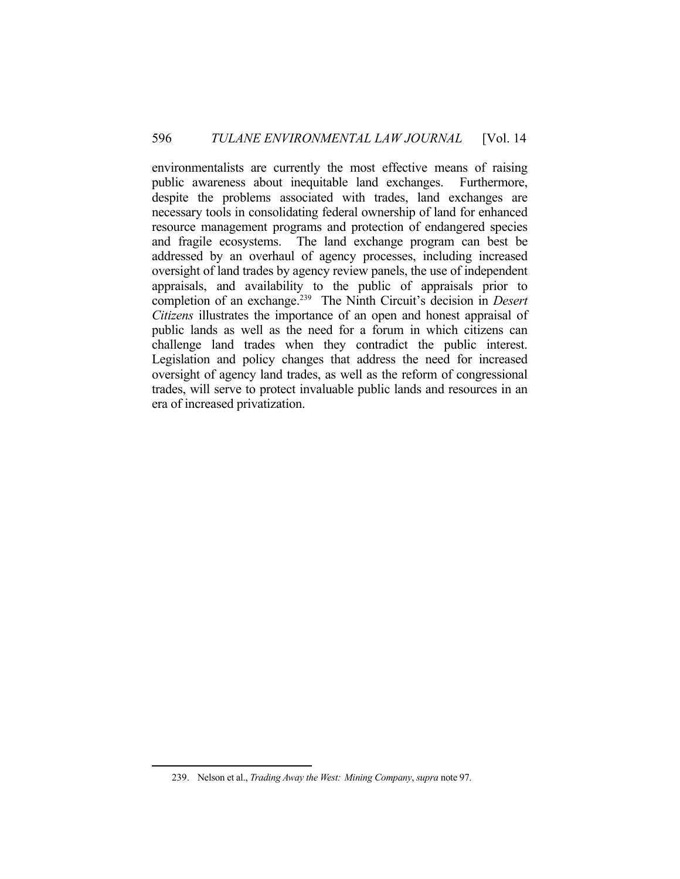environmentalists are currently the most effective means of raising public awareness about inequitable land exchanges. Furthermore, despite the problems associated with trades, land exchanges are necessary tools in consolidating federal ownership of land for enhanced resource management programs and protection of endangered species and fragile ecosystems. The land exchange program can best be addressed by an overhaul of agency processes, including increased oversight of land trades by agency review panels, the use of independent appraisals, and availability to the public of appraisals prior to completion of an exchange.[239] The Ninth Circuit's decision in *Desert Citizens* illustrates the importance of an open and honest appraisal of public lands as well as the need for a forum in which citizens can challenge land trades when they contradict the public interest. Legislation and policy changes that address the need for increased oversight of agency land trades, as well as the reform of congressional trades, will serve to protect invaluable public lands and resources in an era of increased privatization.

239. Nelson et al., *Trading Away the West: Mining Company*, *supra* note 97.